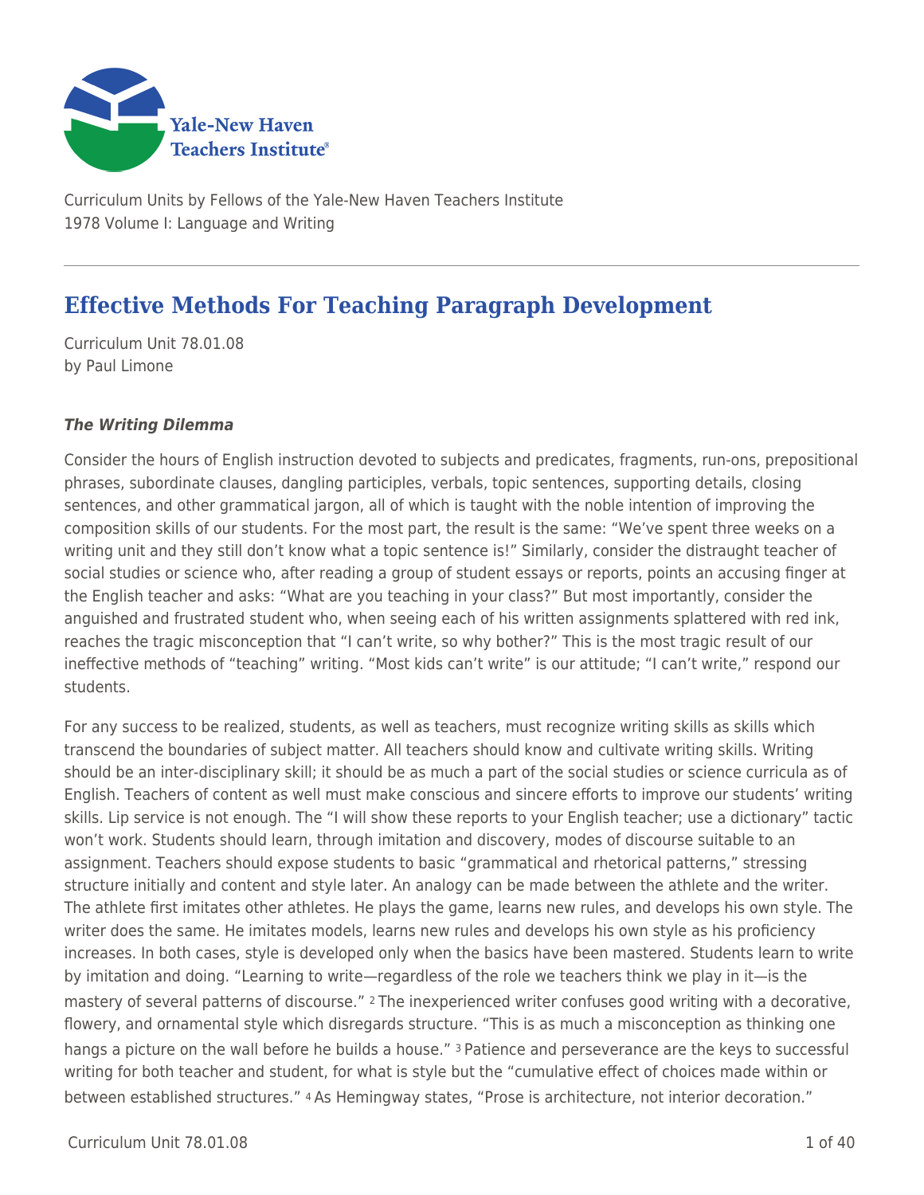Curriculum Units by Fellows of the Yale-New Haven Teachers Institute
1978 Volume I: Language and Writing

# Effective Methods For Teaching Paragraph Development

Curriculum Unit 78.01.08
by Paul Limone

### ***The Writing Dilemma***

Consider the hours of English instruction devoted to subjects and predicates, fragments, run-ons, prepositional phrases, subordinate clauses, dangling participles, verbals, topic sentences, supporting details, closing sentences, and other grammatical jargon, all of which is taught with the noble intention of improving the composition skills of our students. For the most part, the result is the same: "We've spent three weeks on a writing unit and they still don't know what a topic sentence is!" Similarly, consider the distraught teacher of social studies or science who, after reading a group of student essays or reports, points an accusing finger at the English teacher and asks: "What are you teaching in your class?" But most importantly, consider the anguished and frustrated student who, when seeing each of his written assignments splattered with red ink, reaches the tragic misconception that "I can't write, so why bother?" This is the most tragic result of our ineffective methods of "teaching" writing. "Most kids can't write" is our attitude; "I can't write," respond our students.

For any success to be realized, students, as well as teachers, must recognize writing skills as skills which transcend the boundaries of subject matter. All teachers should know and cultivate writing skills. Writing should be an inter-disciplinary skill; it should be as much a part of the social studies or science curricula as of English. Teachers of content as well must make conscious and sincere efforts to improve our students' writing skills. Lip service is not enough. The "I will show these reports to your English teacher; use a dictionary" tactic won't work. Students should learn, through imitation and discovery, modes of discourse suitable to an assignment. Teachers should expose students to basic "grammatical and rhetorical patterns," stressing structure initially and content and style later. An analogy can be made between the athlete and the writer. The athlete first imitates other athletes. He plays the game, learns new rules, and develops his own style. The writer does the same. He imitates models, learns new rules and develops his own style as his proficiency increases. In both cases, style is developed only when the basics have been mastered. Students learn to write by imitation and doing. "Learning to write—regardless of the role we teachers think we play in it—is the mastery of several patterns of discourse." [2] The inexperienced writer confuses good writing with a decorative, flowery, and ornamental style which disregards structure. "This is as much a misconception as thinking one hangs a picture on the wall before he builds a house." [3] Patience and perseverance are the keys to successful writing for both teacher and student, for what is style but the "cumulative effect of choices made within or between established structures." [4] As Hemingway states, "Prose is architecture, not interior decoration."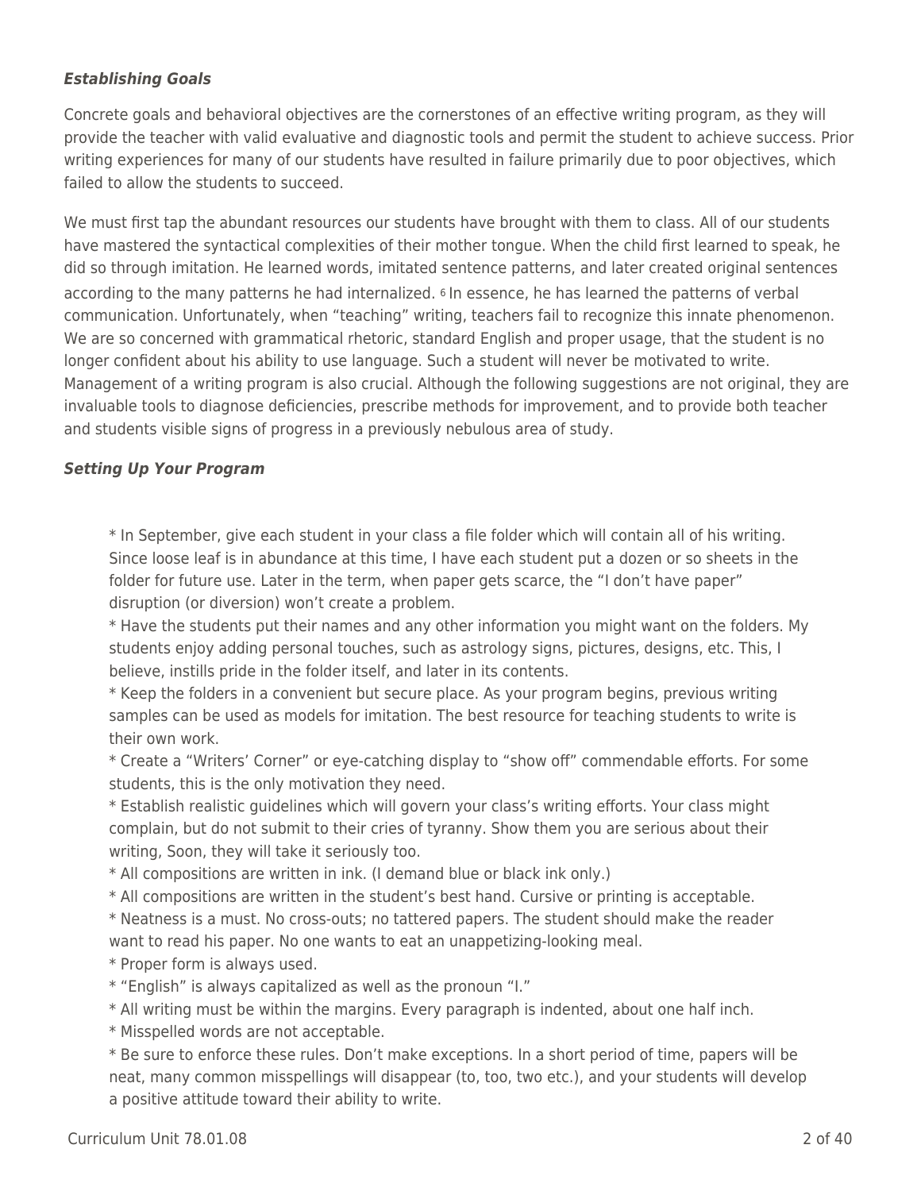### ***Establishing Goals***

Concrete goals and behavioral objectives are the cornerstones of an effective writing program, as they will provide the teacher with valid evaluative and diagnostic tools and permit the student to achieve success. Prior writing experiences for many of our students have resulted in failure primarily due to poor objectives, which failed to allow the students to succeed.

We must first tap the abundant resources our students have brought with them to class. All of our students have mastered the syntactical complexities of their mother tongue. When the child first learned to speak, he did so through imitation. He learned words, imitated sentence patterns, and later created original sentences according to the many patterns he had internalized. [6] In essence, he has learned the patterns of verbal communication. Unfortunately, when "teaching" writing, teachers fail to recognize this innate phenomenon. We are so concerned with grammatical rhetoric, standard English and proper usage, that the student is no longer confident about his ability to use language. Such a student will never be motivated to write. Management of a writing program is also crucial. Although the following suggestions are not original, they are invaluable tools to diagnose deficiencies, prescribe methods for improvement, and to provide both teacher and students visible signs of progress in a previously nebulous area of study.

### ***Setting Up Your Program***

* In September, give each student in your class a file folder which will contain all of his writing. Since loose leaf is in abundance at this time, I have each student put a dozen or so sheets in the folder for future use. Later in the term, when paper gets scarce, the "I don't have paper" disruption (or diversion) won't create a problem.
* Have the students put their names and any other information you might want on the folders. My students enjoy adding personal touches, such as astrology signs, pictures, designs, etc. This, I believe, instills pride in the folder itself, and later in its contents.
* Keep the folders in a convenient but secure place. As your program begins, previous writing samples can be used as models for imitation. The best resource for teaching students to write is their own work.
* Create a "Writers' Corner" or eye-catching display to "show off" commendable efforts. For some students, this is the only motivation they need.
* Establish realistic guidelines which will govern your class's writing efforts. Your class might complain, but do not submit to their cries of tyranny. Show them you are serious about their writing, Soon, they will take it seriously too.
* All compositions are written in ink. (I demand blue or black ink only.)
* All compositions are written in the student's best hand. Cursive or printing is acceptable.
* Neatness is a must. No cross-outs; no tattered papers. The student should make the reader want to read his paper. No one wants to eat an unappetizing-looking meal.
* Proper form is always used.
* "English" is always capitalized as well as the pronoun "I."
* All writing must be within the margins. Every paragraph is indented, about one half inch.
* Misspelled words are not acceptable.
* Be sure to enforce these rules. Don't make exceptions. In a short period of time, papers will be neat, many common misspellings will disappear (to, too, two etc.), and your students will develop a positive attitude toward their ability to write.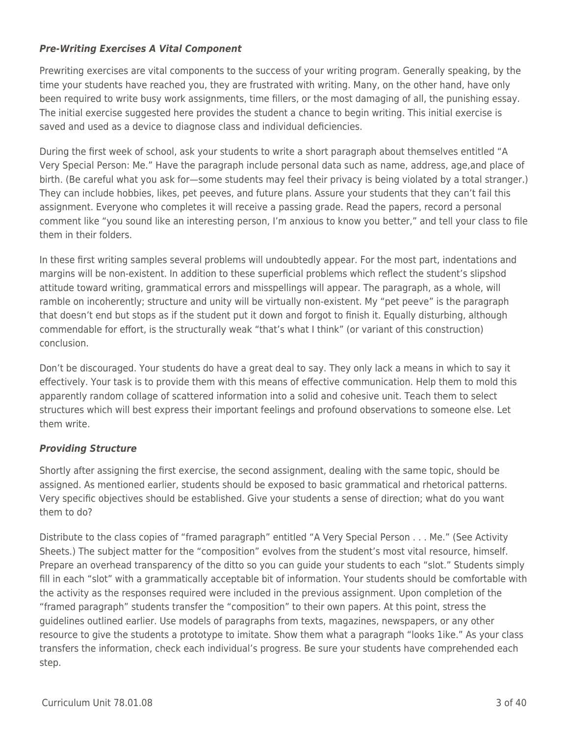### *Pre-Writing Exercises A Vital Component*

Prewriting exercises are vital components to the success of your writing program. Generally speaking, by the time your students have reached you, they are frustrated with writing. Many, on the other hand, have only been required to write busy work assignments, time fillers, or the most damaging of all, the punishing essay. The initial exercise suggested here provides the student a chance to begin writing. This initial exercise is saved and used as a device to diagnose class and individual deficiencies.

During the first week of school, ask your students to write a short paragraph about themselves entitled “A Very Special Person: Me.” Have the paragraph include personal data such as name, address, age,and place of birth. (Be careful what you ask for—some students may feel their privacy is being violated by a total stranger.) They can include hobbies, likes, pet peeves, and future plans. Assure your students that they can’t fail this assignment. Everyone who completes it will receive a passing grade. Read the papers, record a personal comment like “you sound like an interesting person, I’m anxious to know you better,” and tell your class to file them in their folders.

In these first writing samples several problems will undoubtedly appear. For the most part, indentations and margins will be non-existent. In addition to these superficial problems which reflect the student’s slipshod attitude toward writing, grammatical errors and misspellings will appear. The paragraph, as a whole, will ramble on incoherently; structure and unity will be virtually non-existent. My “pet peeve” is the paragraph that doesn’t end but stops as if the student put it down and forgot to finish it. Equally disturbing, although commendable for effort, is the structurally weak “that’s what I think” (or variant of this construction) conclusion.

Don’t be discouraged. Your students do have a great deal to say. They only lack a means in which to say it effectively. Your task is to provide them with this means of effective communication. Help them to mold this apparently random collage of scattered information into a solid and cohesive unit. Teach them to select structures which will best express their important feelings and profound observations to someone else. Let them write.

### *Providing Structure*

Shortly after assigning the first exercise, the second assignment, dealing with the same topic, should be assigned. As mentioned earlier, students should be exposed to basic grammatical and rhetorical patterns. Very specific objectives should be established. Give your students a sense of direction; what do you want them to do?

Distribute to the class copies of “framed paragraph” entitled “A Very Special Person . . . Me.” (See Activity Sheets.) The subject matter for the “composition” evolves from the student’s most vital resource, himself. Prepare an overhead transparency of the ditto so you can guide your students to each “slot.” Students simply fill in each “slot” with a grammatically acceptable bit of information. Your students should be comfortable with the activity as the responses required were included in the previous assignment. Upon completion of the “framed paragraph” students transfer the “composition” to their own papers. At this point, stress the guidelines outlined earlier. Use models of paragraphs from texts, magazines, newspapers, or any other resource to give the students a prototype to imitate. Show them what a paragraph “looks 1ike.” As your class transfers the information, check each individual’s progress. Be sure your students have comprehended each step.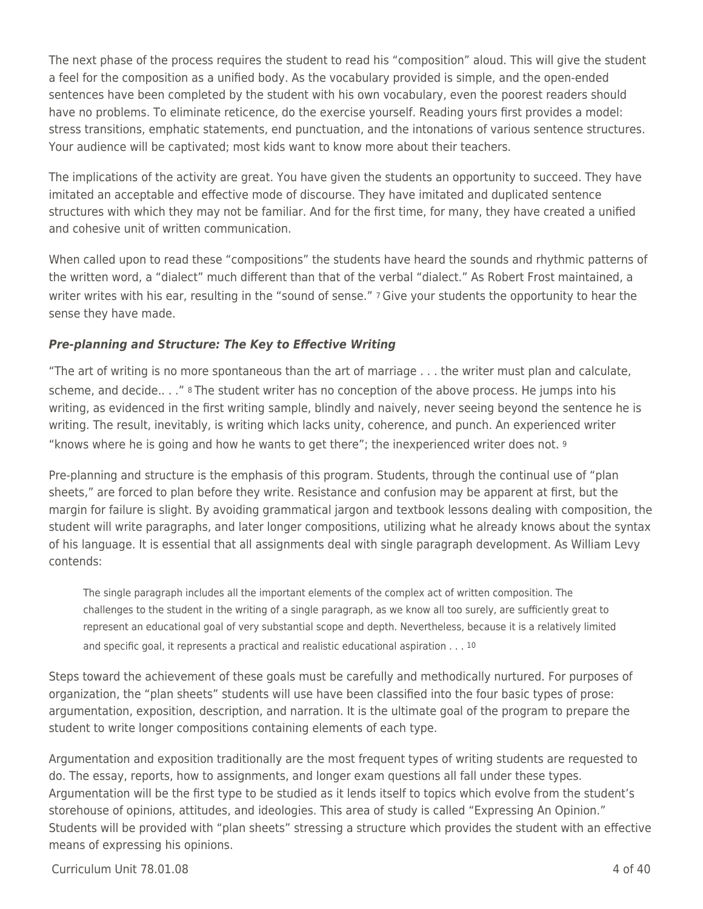The next phase of the process requires the student to read his "composition" aloud. This will give the student a feel for the composition as a unified body. As the vocabulary provided is simple, and the open-ended sentences have been completed by the student with his own vocabulary, even the poorest readers should have no problems. To eliminate reticence, do the exercise yourself. Reading yours first provides a model: stress transitions, emphatic statements, end punctuation, and the intonations of various sentence structures. Your audience will be captivated; most kids want to know more about their teachers.

The implications of the activity are great. You have given the students an opportunity to succeed. They have imitated an acceptable and effective mode of discourse. They have imitated and duplicated sentence structures with which they may not be familiar. And for the first time, for many, they have created a unified and cohesive unit of written communication.

When called upon to read these "compositions" the students have heard the sounds and rhythmic patterns of the written word, a "dialect" much different than that of the verbal "dialect." As Robert Frost maintained, a writer writes with his ear, resulting in the "sound of sense." [7] Give your students the opportunity to hear the sense they have made.

### *Pre-planning and Structure: The Key to Effective Writing*

"The art of writing is no more spontaneous than the art of marriage . . . the writer must plan and calculate, scheme, and decide.. . ." [8] The student writer has no conception of the above process. He jumps into his writing, as evidenced in the first writing sample, blindly and naively, never seeing beyond the sentence he is writing. The result, inevitably, is writing which lacks unity, coherence, and punch. An experienced writer "knows where he is going and how he wants to get there"; the inexperienced writer does not. [9]

Pre-planning and structure is the emphasis of this program. Students, through the continual use of "plan sheets," are forced to plan before they write. Resistance and confusion may be apparent at first, but the margin for failure is slight. By avoiding grammatical jargon and textbook lessons dealing with composition, the student will write paragraphs, and later longer compositions, utilizing what he already knows about the syntax of his language. It is essential that all assignments deal with single paragraph development. As William Levy contends:

> The single paragraph includes all the important elements of the complex act of written composition. The challenges to the student in the writing of a single paragraph, as we know all too surely, are sufficiently great to represent an educational goal of very substantial scope and depth. Nevertheless, because it is a relatively limited and specific goal, it represents a practical and realistic educational aspiration . . . [10]

Steps toward the achievement of these goals must be carefully and methodically nurtured. For purposes of organization, the "plan sheets" students will use have been classified into the four basic types of prose: argumentation, exposition, description, and narration. It is the ultimate goal of the program to prepare the student to write longer compositions containing elements of each type.

Argumentation and exposition traditionally are the most frequent types of writing students are requested to do. The essay, reports, how to assignments, and longer exam questions all fall under these types. Argumentation will be the first type to be studied as it lends itself to topics which evolve from the student's storehouse of opinions, attitudes, and ideologies. This area of study is called "Expressing An Opinion." Students will be provided with "plan sheets" stressing a structure which provides the student with an effective means of expressing his opinions.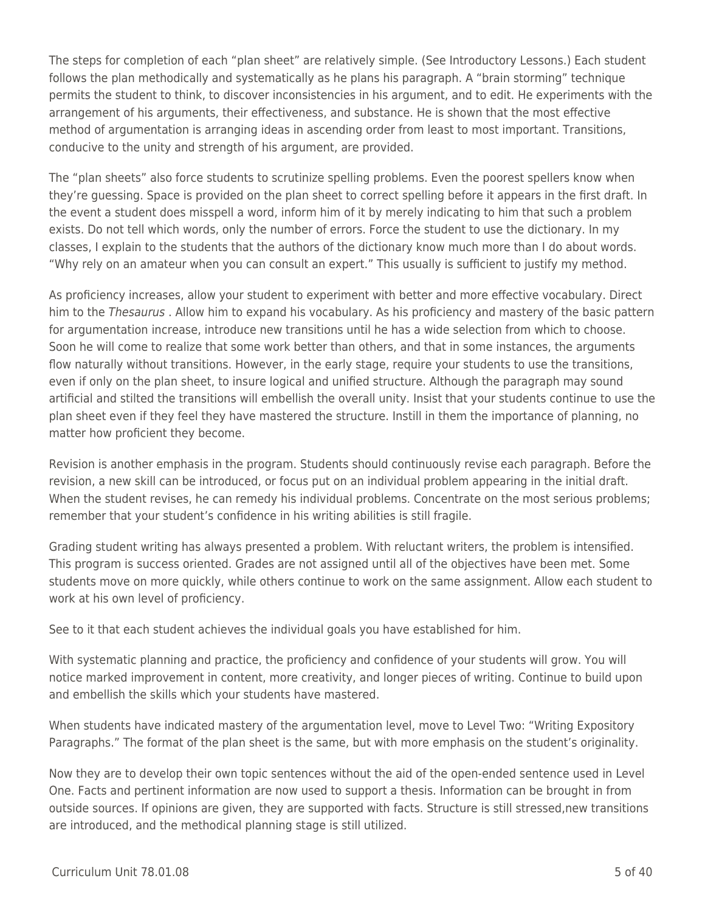The steps for completion of each "plan sheet" are relatively simple. (See Introductory Lessons.) Each student follows the plan methodically and systematically as he plans his paragraph. A "brain storming" technique permits the student to think, to discover inconsistencies in his argument, and to edit. He experiments with the arrangement of his arguments, their effectiveness, and substance. He is shown that the most effective method of argumentation is arranging ideas in ascending order from least to most important. Transitions, conducive to the unity and strength of his argument, are provided.

The "plan sheets" also force students to scrutinize spelling problems. Even the poorest spellers know when they're guessing. Space is provided on the plan sheet to correct spelling before it appears in the first draft. In the event a student does misspell a word, inform him of it by merely indicating to him that such a problem exists. Do not tell which words, only the number of errors. Force the student to use the dictionary. In my classes, I explain to the students that the authors of the dictionary know much more than I do about words. "Why rely on an amateur when you can consult an expert." This usually is sufficient to justify my method.

As proficiency increases, allow your student to experiment with better and more effective vocabulary. Direct him to the *Thesaurus* . Allow him to expand his vocabulary. As his proficiency and mastery of the basic pattern for argumentation increase, introduce new transitions until he has a wide selection from which to choose. Soon he will come to realize that some work better than others, and that in some instances, the arguments flow naturally without transitions. However, in the early stage, require your students to use the transitions, even if only on the plan sheet, to insure logical and unified structure. Although the paragraph may sound artificial and stilted the transitions will embellish the overall unity. Insist that your students continue to use the plan sheet even if they feel they have mastered the structure. Instill in them the importance of planning, no matter how proficient they become.

Revision is another emphasis in the program. Students should continuously revise each paragraph. Before the revision, a new skill can be introduced, or focus put on an individual problem appearing in the initial draft. When the student revises, he can remedy his individual problems. Concentrate on the most serious problems; remember that your student's confidence in his writing abilities is still fragile.

Grading student writing has always presented a problem. With reluctant writers, the problem is intensified. This program is success oriented. Grades are not assigned until all of the objectives have been met. Some students move on more quickly, while others continue to work on the same assignment. Allow each student to work at his own level of proficiency.

See to it that each student achieves the individual goals you have established for him.

With systematic planning and practice, the proficiency and confidence of your students will grow. You will notice marked improvement in content, more creativity, and longer pieces of writing. Continue to build upon and embellish the skills which your students have mastered.

When students have indicated mastery of the argumentation level, move to Level Two: "Writing Expository Paragraphs." The format of the plan sheet is the same, but with more emphasis on the student's originality.

Now they are to develop their own topic sentences without the aid of the open-ended sentence used in Level One. Facts and pertinent information are now used to support a thesis. Information can be brought in from outside sources. If opinions are given, they are supported with facts. Structure is still stressed,new transitions are introduced, and the methodical planning stage is still utilized.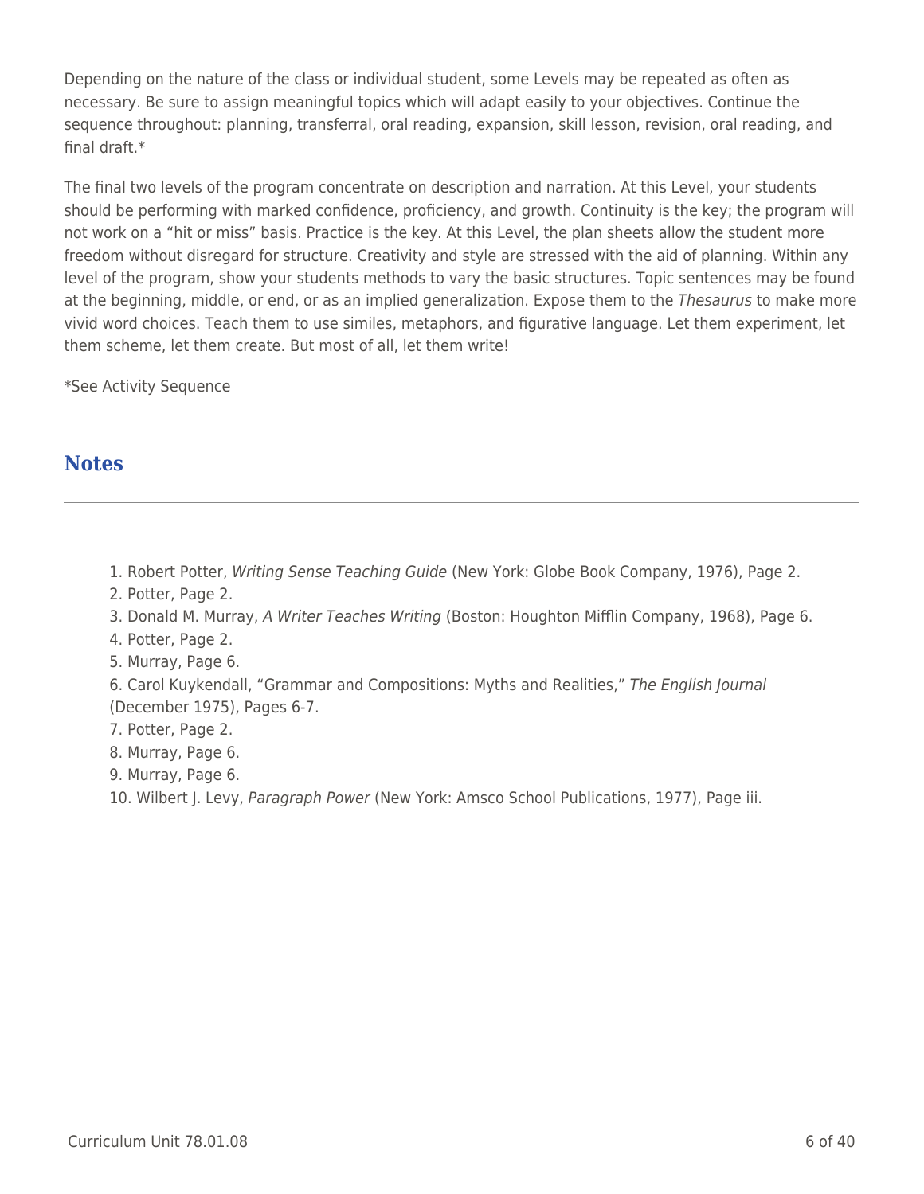Depending on the nature of the class or individual student, some Levels may be repeated as often as necessary. Be sure to assign meaningful topics which will adapt easily to your objectives. Continue the sequence throughout: planning, transferral, oral reading, expansion, skill lesson, revision, oral reading, and final draft.*

The final two levels of the program concentrate on description and narration. At this Level, your students should be performing with marked confidence, proficiency, and growth. Continuity is the key; the program will not work on a "hit or miss" basis. Practice is the key. At this Level, the plan sheets allow the student more freedom without disregard for structure. Creativity and style are stressed with the aid of planning. Within any level of the program, show your students methods to vary the basic structures. Topic sentences may be found at the beginning, middle, or end, or as an implied generalization. Expose them to the *Thesaurus* to make more vivid word choices. Teach them to use similes, metaphors, and figurative language. Let them experiment, let them scheme, let them create. But most of all, let them write!

*See Activity Sequence

## Notes

1. Robert Potter, *Writing Sense Teaching Guide* (New York: Globe Book Company, 1976), Page 2.
2. Potter, Page 2.
3. Donald M. Murray, *A Writer Teaches Writing* (Boston: Houghton Mifflin Company, 1968), Page 6.
4. Potter, Page 2.
5. Murray, Page 6.
6. Carol Kuykendall, "Grammar and Compositions: Myths and Realities," *The English Journal* (December 1975), Pages 6-7.
7. Potter, Page 2.
8. Murray, Page 6.
9. Murray, Page 6.
10. Wilbert J. Levy, *Paragraph Power* (New York: Amsco School Publications, 1977), Page iii.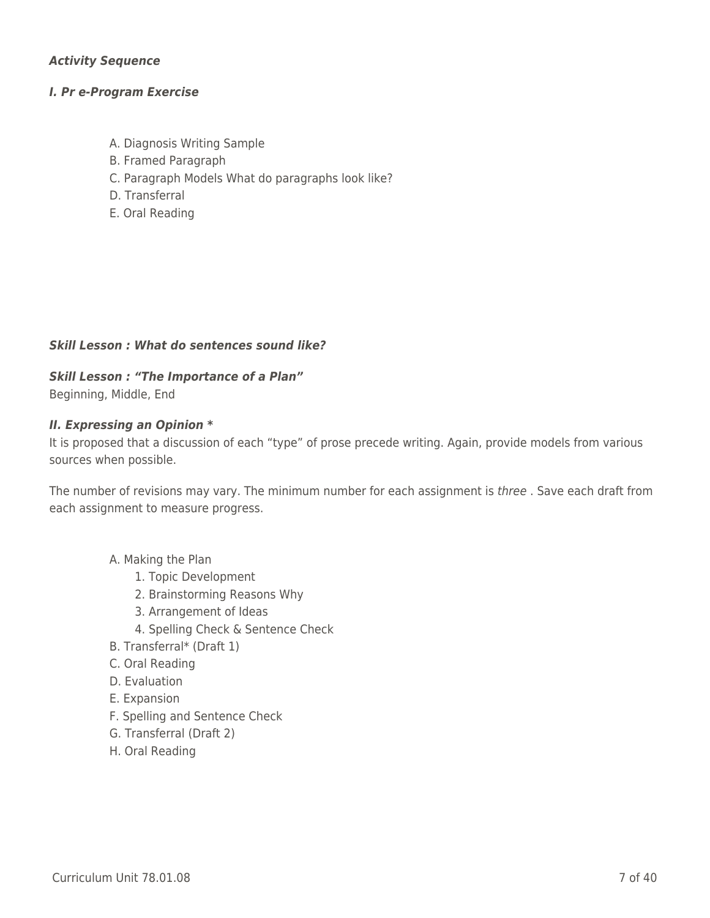***Activity Sequence***

***I. Pr e-Program Exercise***

- A. Diagnosis Writing Sample
- B. Framed Paragraph
- C. Paragraph Models What do paragraphs look like?
- D. Transferral
- E. Oral Reading

***Skill Lesson : What do sentences sound like?***

***Skill Lesson : "The Importance of a Plan"***
Beginning, Middle, End

***II. Expressing an Opinion \****
It is proposed that a discussion of each "type" of prose precede writing. Again, provide models from various sources when possible.

The number of revisions may vary. The minimum number for each assignment is *three* . Save each draft from each assignment to measure progress.

- A. Making the Plan
  - 1. Topic Development
  - 2. Brainstorming Reasons Why
  - 3. Arrangement of Ideas
  - 4. Spelling Check & Sentence Check
- B. Transferral* (Draft 1)
- C. Oral Reading
- D. Evaluation
- E. Expansion
- F. Spelling and Sentence Check
- G. Transferral (Draft 2)
- H. Oral Reading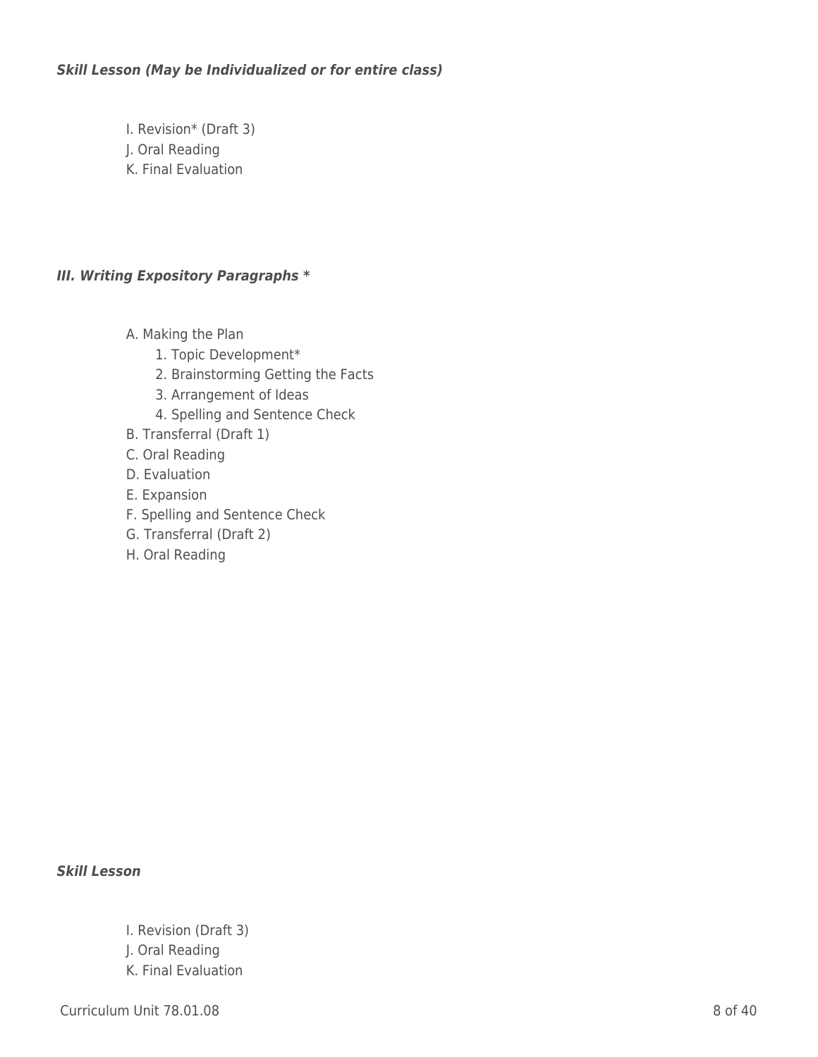***Skill Lesson (May be Individualized or for entire class)***

I. Revision* (Draft 3)
J. Oral Reading
K. Final Evaluation

***III. Writing Expository Paragraphs \****

A. Making the Plan
  1. Topic Development*
  2. Brainstorming Getting the Facts
  3. Arrangement of Ideas
  4. Spelling and Sentence Check
B. Transferral (Draft 1)
C. Oral Reading
D. Evaluation
E. Expansion
F. Spelling and Sentence Check
G. Transferral (Draft 2)
H. Oral Reading

***Skill Lesson***

I. Revision (Draft 3)
J. Oral Reading
K. Final Evaluation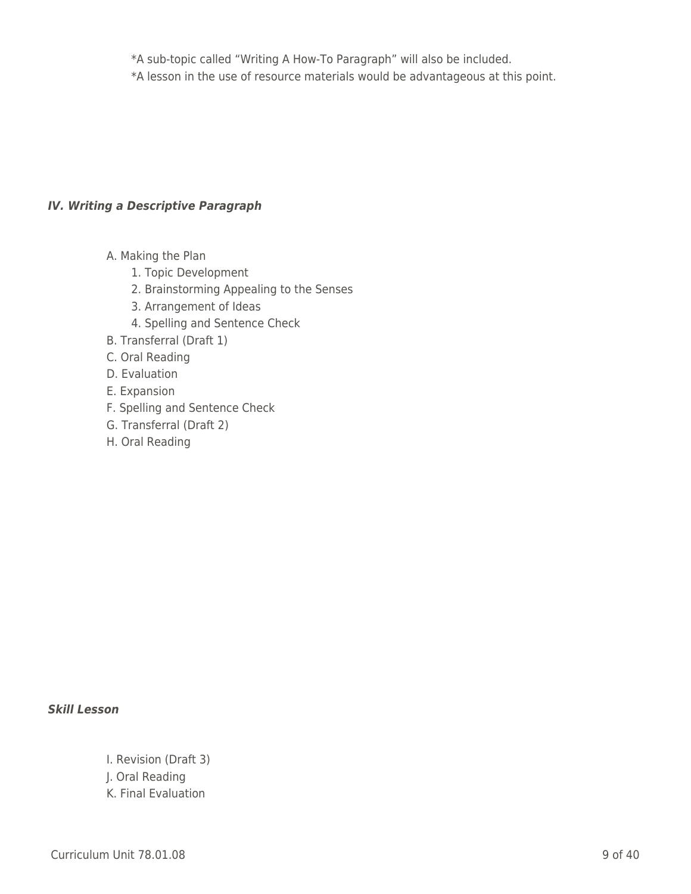*A sub-topic called "Writing A How-To Paragraph" will also be included.
*A lesson in the use of resource materials would be advantageous at this point.

***IV. Writing a Descriptive Paragraph***

A. Making the Plan
   1. Topic Development
   2. Brainstorming Appealing to the Senses
   3. Arrangement of Ideas
   4. Spelling and Sentence Check
B. Transferral (Draft 1)
C. Oral Reading
D. Evaluation
E. Expansion
F. Spelling and Sentence Check
G. Transferral (Draft 2)
H. Oral Reading

***Skill Lesson***

I. Revision (Draft 3)
J. Oral Reading
K. Final Evaluation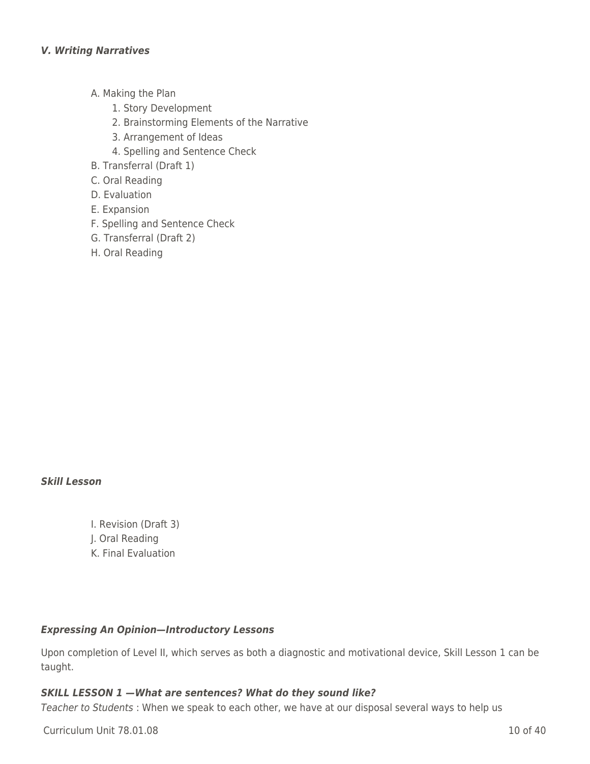***V. Writing Narratives***

- A. Making the Plan
  - 1. Story Development
  - 2. Brainstorming Elements of the Narrative
  - 3. Arrangement of Ideas
  - 4. Spelling and Sentence Check
- B. Transferral (Draft 1)
- C. Oral Reading
- D. Evaluation
- E. Expansion
- F. Spelling and Sentence Check
- G. Transferral (Draft 2)
- H. Oral Reading

***Skill Lesson***

- I. Revision (Draft 3)
- J. Oral Reading
- K. Final Evaluation

***Expressing An Opinion—Introductory Lessons***

Upon completion of Level II, which serves as both a diagnostic and motivational device, Skill Lesson 1 can be taught.

***SKILL LESSON 1 —What are sentences? What do they sound like?***

*Teacher to Students* : When we speak to each other, we have at our disposal several ways to help us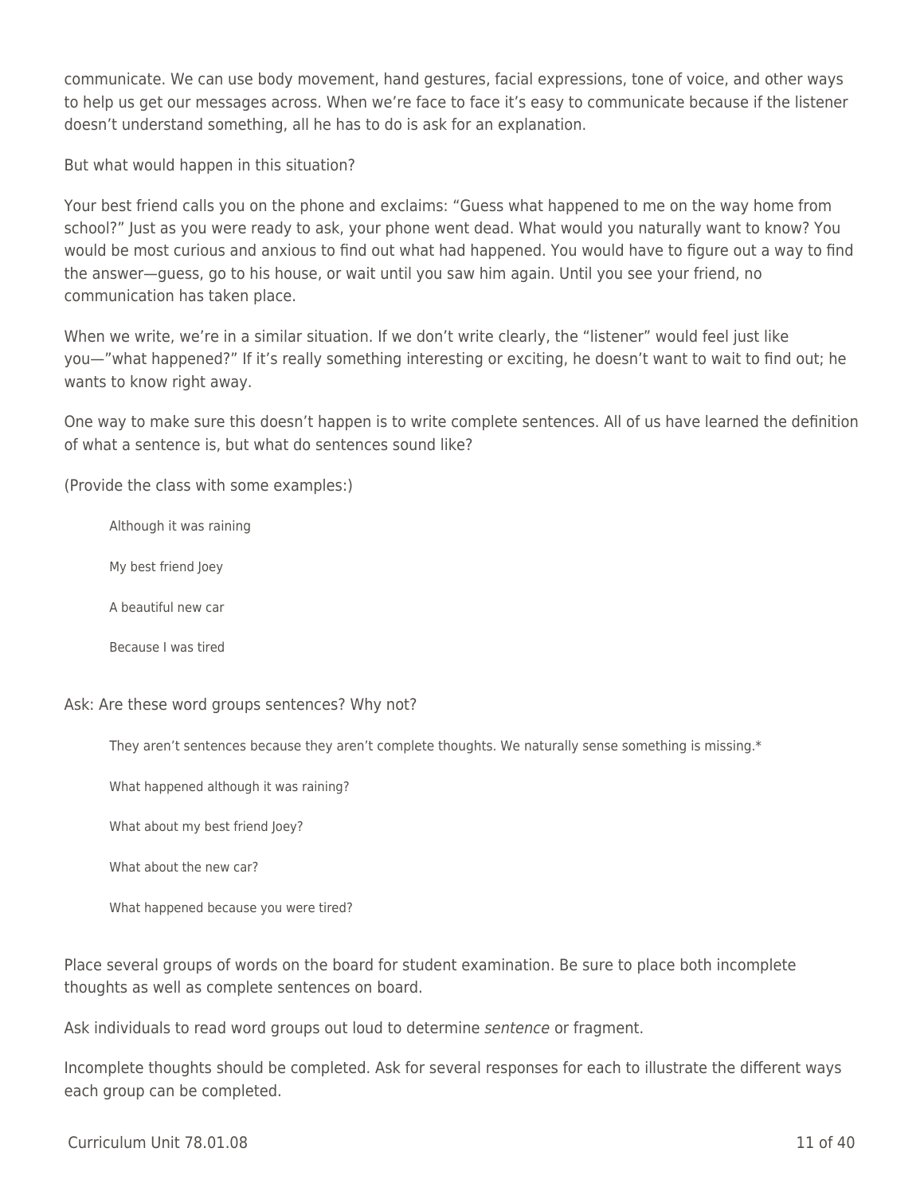communicate. We can use body movement, hand gestures, facial expressions, tone of voice, and other ways to help us get our messages across. When we're face to face it's easy to communicate because if the listener doesn't understand something, all he has to do is ask for an explanation.

But what would happen in this situation?

Your best friend calls you on the phone and exclaims: "Guess what happened to me on the way home from school?" Just as you were ready to ask, your phone went dead. What would you naturally want to know? You would be most curious and anxious to find out what had happened. You would have to figure out a way to find the answer—guess, go to his house, or wait until you saw him again. Until you see your friend, no communication has taken place.

When we write, we're in a similar situation. If we don't write clearly, the "listener" would feel just like you—"what happened?" If it's really something interesting or exciting, he doesn't want to wait to find out; he wants to know right away.

One way to make sure this doesn't happen is to write complete sentences. All of us have learned the definition of what a sentence is, but what do sentences sound like?

(Provide the class with some examples:)

> Although it was raining
>
> My best friend Joey
>
> A beautiful new car
>
> Because I was tired

Ask: Are these word groups sentences? Why not?

> They aren't sentences because they aren't complete thoughts. We naturally sense something is missing.*
>
> What happened although it was raining?
>
> What about my best friend Joey?
>
> What about the new car?
>
> What happened because you were tired?

Place several groups of words on the board for student examination. Be sure to place both incomplete thoughts as well as complete sentences on board.

Ask individuals to read word groups out loud to determine *sentence* or fragment.

Incomplete thoughts should be completed. Ask for several responses for each to illustrate the different ways each group can be completed.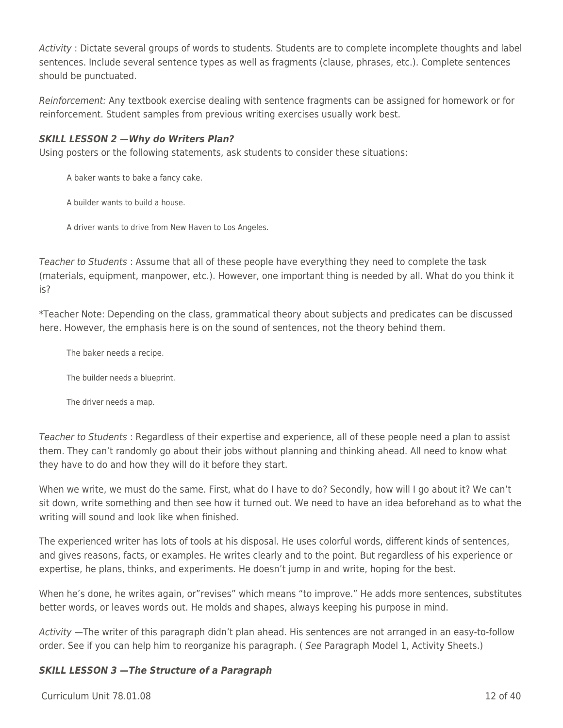*Activity* : Dictate several groups of words to students. Students are to complete incomplete thoughts and label sentences. Include several sentence types as well as fragments (clause, phrases, etc.). Complete sentences should be punctuated.

*Reinforcement:* Any textbook exercise dealing with sentence fragments can be assigned for homework or for reinforcement. Student samples from previous writing exercises usually work best.

### ***SKILL LESSON 2 —Why do Writers Plan?***

Using posters or the following statements, ask students to consider these situations:

> A baker wants to bake a fancy cake.
>
> A builder wants to build a house.
>
> A driver wants to drive from New Haven to Los Angeles.

*Teacher to Students* : Assume that all of these people have everything they need to complete the task (materials, equipment, manpower, etc.). However, one important thing is needed by all. What do you think it is?

*Teacher Note: Depending on the class, grammatical theory about subjects and predicates can be discussed here. However, the emphasis here is on the sound of sentences, not the theory behind them.

> The baker needs a recipe.
>
> The builder needs a blueprint.
>
> The driver needs a map.

*Teacher to Students* : Regardless of their expertise and experience, all of these people need a plan to assist them. They can't randomly go about their jobs without planning and thinking ahead. All need to know what they have to do and how they will do it before they start.

When we write, we must do the same. First, what do I have to do? Secondly, how will I go about it? We can't sit down, write something and then see how it turned out. We need to have an idea beforehand as to what the writing will sound and look like when finished.

The experienced writer has lots of tools at his disposal. He uses colorful words, different kinds of sentences, and gives reasons, facts, or examples. He writes clearly and to the point. But regardless of his experience or expertise, he plans, thinks, and experiments. He doesn't jump in and write, hoping for the best.

When he's done, he writes again, or"revises" which means "to improve." He adds more sentences, substitutes better words, or leaves words out. He molds and shapes, always keeping his purpose in mind.

*Activity* —The writer of this paragraph didn't plan ahead. His sentences are not arranged in an easy-to-follow order. See if you can help him to reorganize his paragraph. ( *See* Paragraph Model 1, Activity Sheets.)

### ***SKILL LESSON 3 —The Structure of a Paragraph***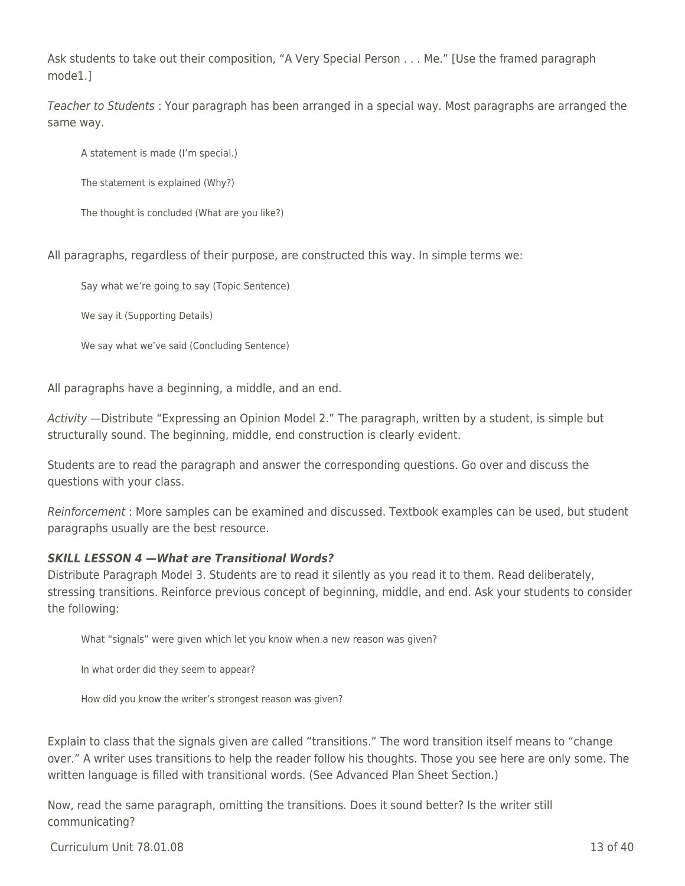Ask students to take out their composition, “A Very Special Person . . . Me.” [Use the framed paragraph mode1.]

*Teacher to Students* : Your paragraph has been arranged in a special way. Most paragraphs are arranged the same way.

> A statement is made (I’m special.)
>
> The statement is explained (Why?)
>
> The thought is concluded (What are you like?)

All paragraphs, regardless of their purpose, are constructed this way. In simple terms we:

> Say what we’re going to say (Topic Sentence)
>
> We say it (Supporting Details)
>
> We say what we’ve said (Concluding Sentence)

All paragraphs have a beginning, a middle, and an end.

*Activity* —Distribute “Expressing an Opinion Model 2.” The paragraph, written by a student, is simple but structurally sound. The beginning, middle, end construction is clearly evident.

Students are to read the paragraph and answer the corresponding questions. Go over and discuss the questions with your class.

*Reinforcement* : More samples can be examined and discussed. Textbook examples can be used, but student paragraphs usually are the best resource.

***SKILL LESSON 4 —What are Transitional Words?***

Distribute Paragraph Model 3. Students are to read it silently as you read it to them. Read deliberately, stressing transitions. Reinforce previous concept of beginning, middle, and end. Ask your students to consider the following:

> What “signals” were given which let you know when a new reason was given?
>
> In what order did they seem to appear?
>
> How did you know the writer’s strongest reason was given?

Explain to class that the signals given are called “transitions.” The word transition itself means to “change over.” A writer uses transitions to help the reader follow his thoughts. Those you see here are only some. The written language is filled with transitional words. (See Advanced Plan Sheet Section.)

Now, read the same paragraph, omitting the transitions. Does it sound better? Is the writer still communicating?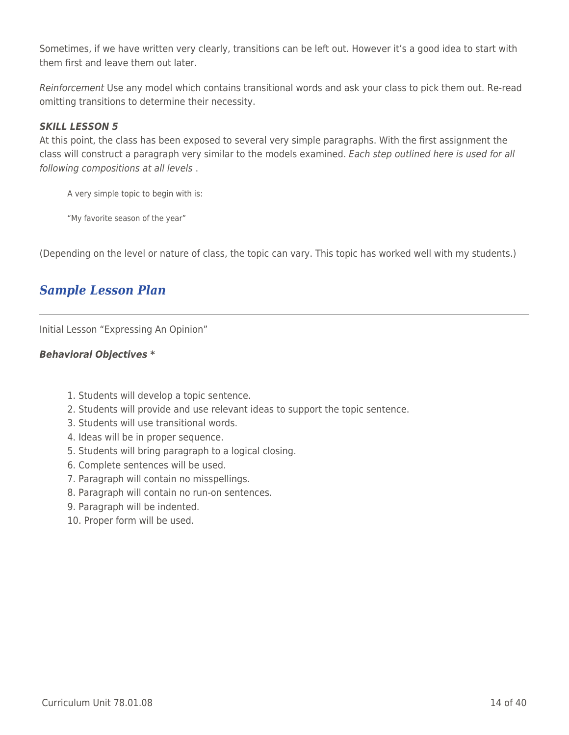Sometimes, if we have written very clearly, transitions can be left out. However it's a good idea to start with them first and leave them out later.

*Reinforcement* Use any model which contains transitional words and ask your class to pick them out. Re-read omitting transitions to determine their necessity.

***SKILL LESSON 5***

At this point, the class has been exposed to several very simple paragraphs. With the first assignment the class will construct a paragraph very similar to the models examined. *Each step outlined here is used for all following compositions at all levels* .

> A very simple topic to begin with is:
>
> "My favorite season of the year"

(Depending on the level or nature of class, the topic can vary. This topic has worked well with my students.)

## *Sample Lesson Plan*

---

Initial Lesson "Expressing An Opinion"

***Behavioral Objectives \****

1. Students will develop a topic sentence.
2. Students will provide and use relevant ideas to support the topic sentence.
3. Students will use transitional words.
4. Ideas will be in proper sequence.
5. Students will bring paragraph to a logical closing.
6. Complete sentences will be used.
7. Paragraph will contain no misspellings.
8. Paragraph will contain no run-on sentences.
9. Paragraph will be indented.
10. Proper form will be used.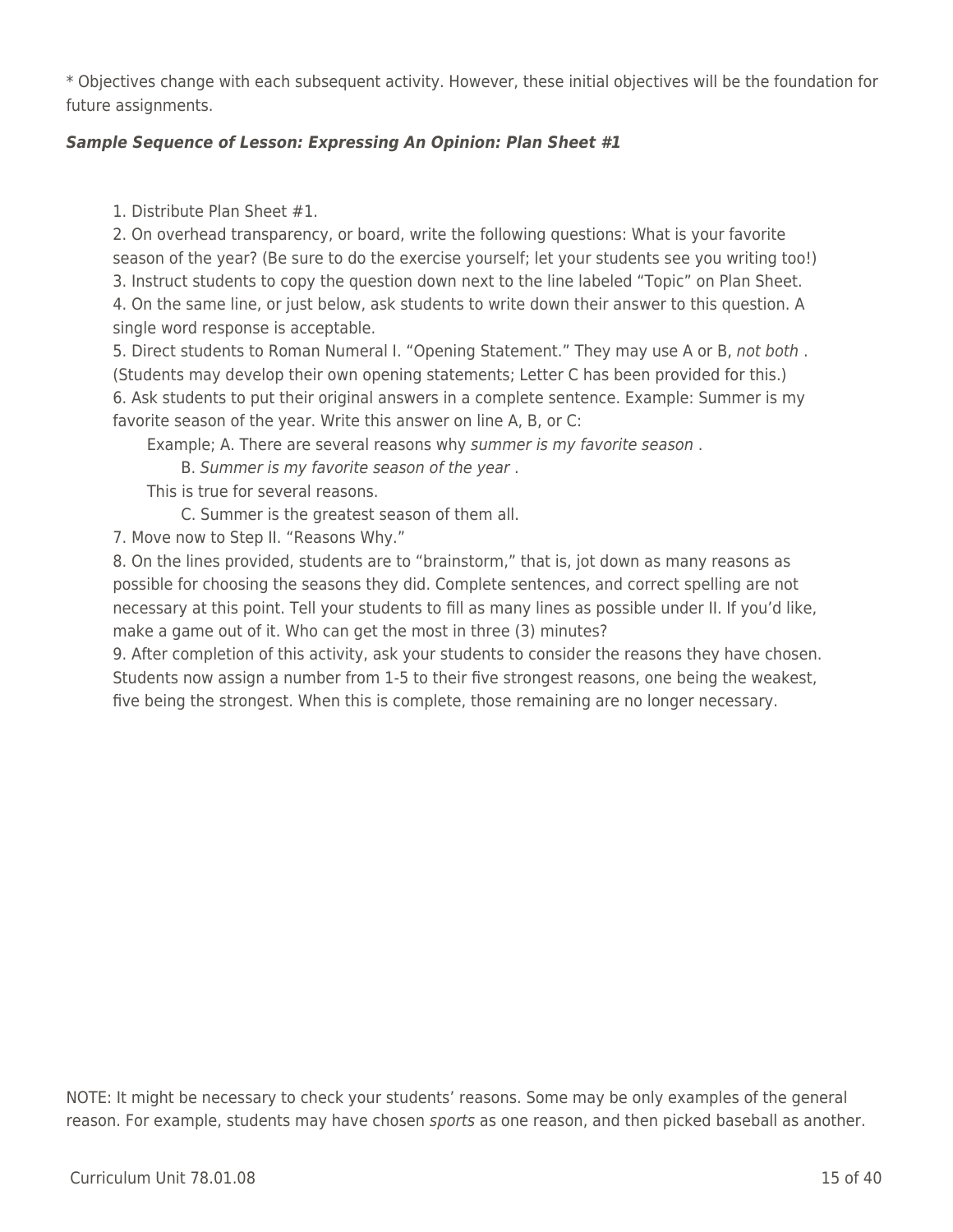* Objectives change with each subsequent activity. However, these initial objectives will be the foundation for future assignments.

***Sample Sequence of Lesson: Expressing An Opinion: Plan Sheet #1***

1. Distribute Plan Sheet #1.
2. On overhead transparency, or board, write the following questions: What is your favorite season of the year? (Be sure to do the exercise yourself; let your students see you writing too!)
3. Instruct students to copy the question down next to the line labeled "Topic" on Plan Sheet.
4. On the same line, or just below, ask students to write down their answer to this question. A single word response is acceptable.
5. Direct students to Roman Numeral I. "Opening Statement." They may use A or B, *not both* . (Students may develop their own opening statements; Letter C has been provided for this.)
6. Ask students to put their original answers in a complete sentence. Example: Summer is my favorite season of the year. Write this answer on line A, B, or C:

    Example; A. There are several reasons why *summer is my favorite season* .

    B. *Summer is my favorite season of the year* .

    This is true for several reasons.

    C. Summer is the greatest season of them all.

7. Move now to Step II. "Reasons Why."
8. On the lines provided, students are to "brainstorm," that is, jot down as many reasons as possible for choosing the seasons they did. Complete sentences, and correct spelling are not necessary at this point. Tell your students to fill as many lines as possible under II. If you'd like, make a game out of it. Who can get the most in three (3) minutes?
9. After completion of this activity, ask your students to consider the reasons they have chosen. Students now assign a number from 1-5 to their five strongest reasons, one being the weakest, five being the strongest. When this is complete, those remaining are no longer necessary.

NOTE: It might be necessary to check your students' reasons. Some may be only examples of the general reason. For example, students may have chosen *sports* as one reason, and then picked baseball as another.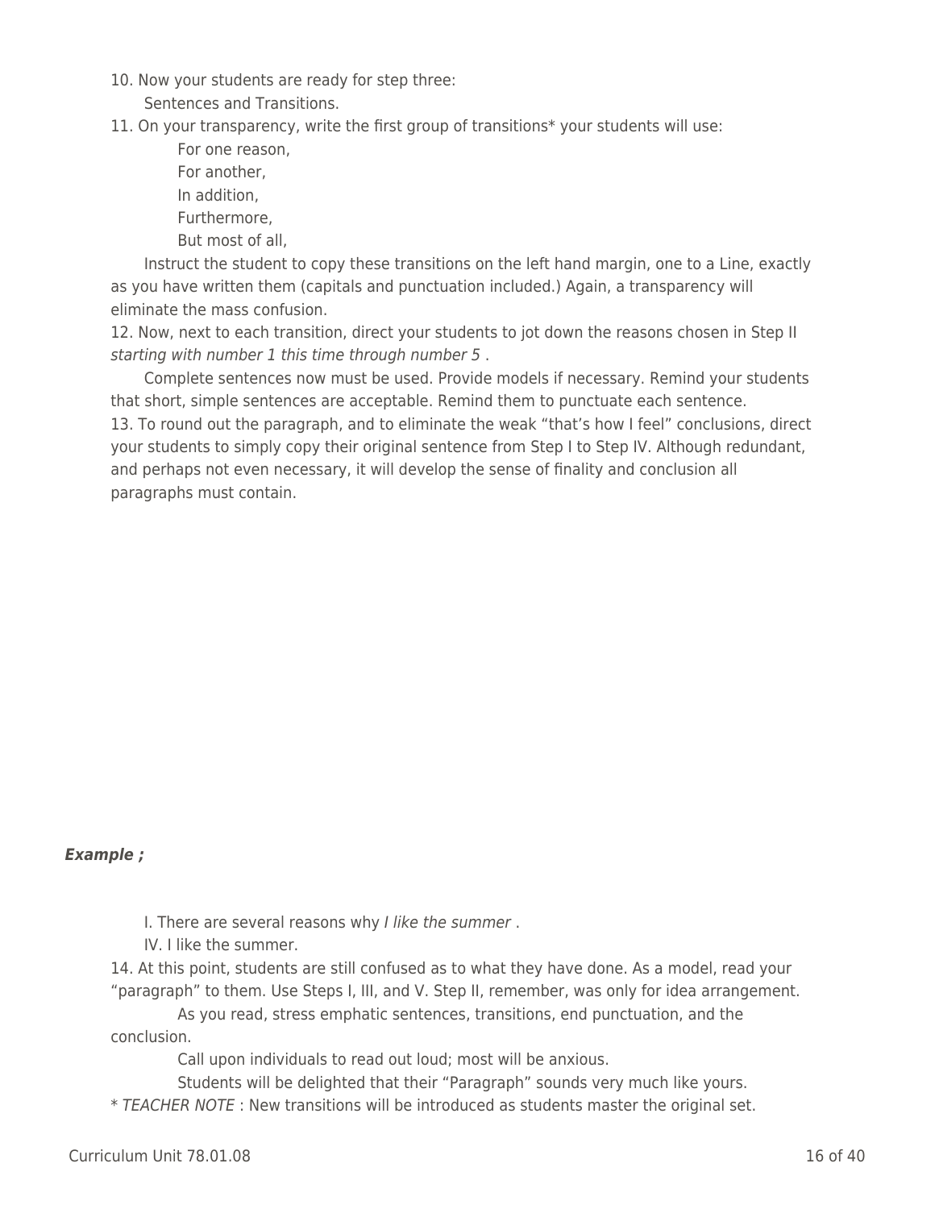10. Now your students are ready for step three:

Sentences and Transitions.

11. On your transparency, write the first group of transitions* your students will use:

For one reason,
For another,
In addition,
Furthermore,
But most of all,

Instruct the student to copy these transitions on the left hand margin, one to a Line, exactly as you have written them (capitals and punctuation included.) Again, a transparency will eliminate the mass confusion.

12. Now, next to each transition, direct your students to jot down the reasons chosen in Step II *starting with number 1 this time through number 5* .

Complete sentences now must be used. Provide models if necessary. Remind your students that short, simple sentences are acceptable. Remind them to punctuate each sentence.

13. To round out the paragraph, and to eliminate the weak "that's how I feel" conclusions, direct your students to simply copy their original sentence from Step I to Step IV. Although redundant, and perhaps not even necessary, it will develop the sense of finality and conclusion all paragraphs must contain.

***Example ;***

I. There are several reasons why *I like the summer* .
IV. I like the summer.

14. At this point, students are still confused as to what they have done. As a model, read your "paragraph" to them. Use Steps I, III, and V. Step II, remember, was only for idea arrangement.

As you read, stress emphatic sentences, transitions, end punctuation, and the conclusion.

Call upon individuals to read out loud; most will be anxious.

Students will be delighted that their "Paragraph" sounds very much like yours.

* *TEACHER NOTE* : New transitions will be introduced as students master the original set.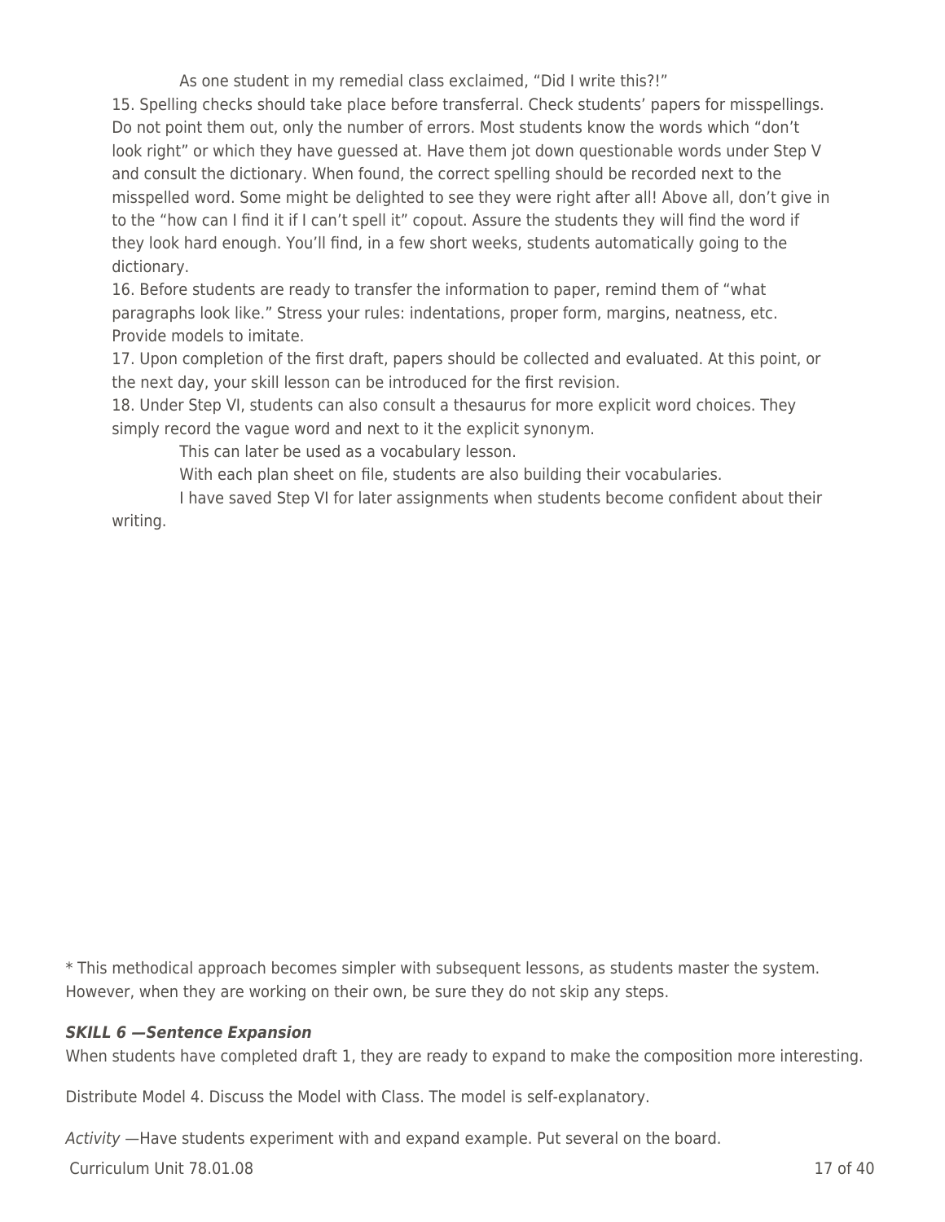As one student in my remedial class exclaimed, “Did I write this?!”

15. Spelling checks should take place before transferral. Check students’ papers for misspellings. Do not point them out, only the number of errors. Most students know the words which “don’t look right” or which they have guessed at. Have them jot down questionable words under Step V and consult the dictionary. When found, the correct spelling should be recorded next to the misspelled word. Some might be delighted to see they were right after all! Above all, don’t give in to the “how can I find it if I can’t spell it” copout. Assure the students they will find the word if they look hard enough. You’ll find, in a few short weeks, students automatically going to the dictionary.

16. Before students are ready to transfer the information to paper, remind them of “what paragraphs look like.” Stress your rules: indentations, proper form, margins, neatness, etc. Provide models to imitate.

17. Upon completion of the first draft, papers should be collected and evaluated. At this point, or the next day, your skill lesson can be introduced for the first revision.

18. Under Step VI, students can also consult a thesaurus for more explicit word choices. They simply record the vague word and next to it the explicit synonym.

This can later be used as a vocabulary lesson.

With each plan sheet on file, students are also building their vocabularies.

I have saved Step VI for later assignments when students become confident about their writing.

* This methodical approach becomes simpler with subsequent lessons, as students master the system. However, when they are working on their own, be sure they do not skip any steps.

***SKILL 6 —Sentence Expansion***

When students have completed draft 1, they are ready to expand to make the composition more interesting.

Distribute Model 4. Discuss the Model with Class. The model is self-explanatory.

*Activity* —Have students experiment with and expand example. Put several on the board.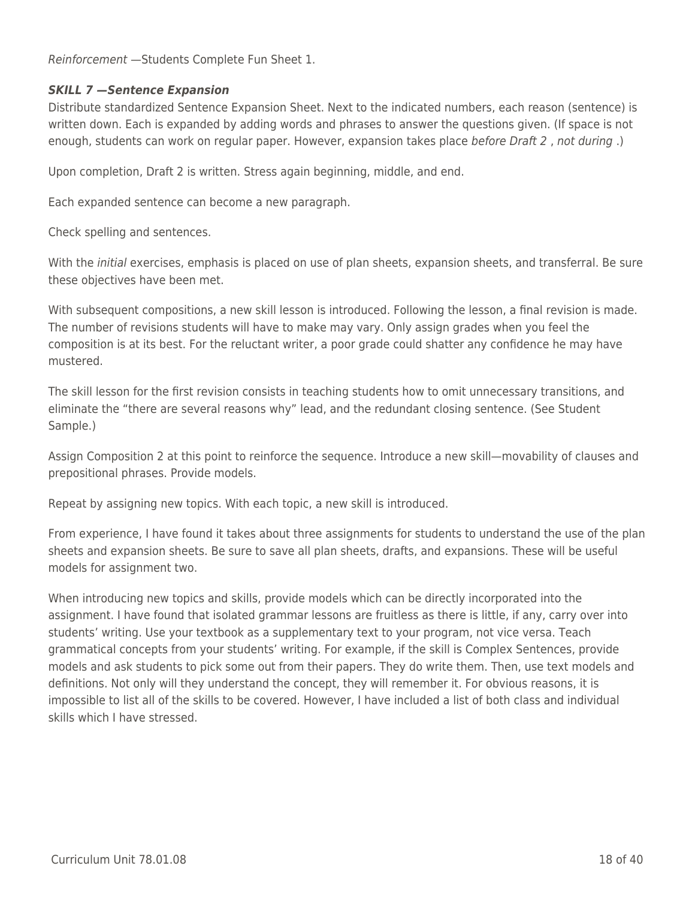*Reinforcement* —Students Complete Fun Sheet 1.

***SKILL 7 —Sentence Expansion***

Distribute standardized Sentence Expansion Sheet. Next to the indicated numbers, each reason (sentence) is written down. Each is expanded by adding words and phrases to answer the questions given. (If space is not enough, students can work on regular paper. However, expansion takes place *before Draft 2* , *not during* .)

Upon completion, Draft 2 is written. Stress again beginning, middle, and end.

Each expanded sentence can become a new paragraph.

Check spelling and sentences.

With the *initial* exercises, emphasis is placed on use of plan sheets, expansion sheets, and transferral. Be sure these objectives have been met.

With subsequent compositions, a new skill lesson is introduced. Following the lesson, a final revision is made. The number of revisions students will have to make may vary. Only assign grades when you feel the composition is at its best. For the reluctant writer, a poor grade could shatter any confidence he may have mustered.

The skill lesson for the first revision consists in teaching students how to omit unnecessary transitions, and eliminate the "there are several reasons why" lead, and the redundant closing sentence. (See Student Sample.)

Assign Composition 2 at this point to reinforce the sequence. Introduce a new skill—movability of clauses and prepositional phrases. Provide models.

Repeat by assigning new topics. With each topic, a new skill is introduced.

From experience, I have found it takes about three assignments for students to understand the use of the plan sheets and expansion sheets. Be sure to save all plan sheets, drafts, and expansions. These will be useful models for assignment two.

When introducing new topics and skills, provide models which can be directly incorporated into the assignment. I have found that isolated grammar lessons are fruitless as there is little, if any, carry over into students' writing. Use your textbook as a supplementary text to your program, not vice versa. Teach grammatical concepts from your students' writing. For example, if the skill is Complex Sentences, provide models and ask students to pick some out from their papers. They do write them. Then, use text models and definitions. Not only will they understand the concept, they will remember it. For obvious reasons, it is impossible to list all of the skills to be covered. However, I have included a list of both class and individual skills which I have stressed.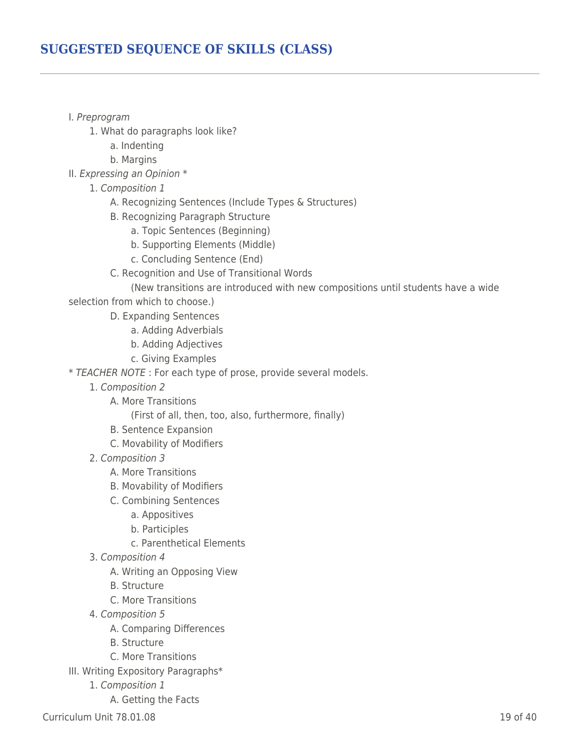## SUGGESTED SEQUENCE OF SKILLS (CLASS)

I. *Preprogram*

  1. What do paragraphs look like?
    a. Indenting
    b. Margins

II. *Expressing an Opinion* *

  1. *Composition 1*
    A. Recognizing Sentences (Include Types & Structures)
    B. Recognizing Paragraph Structure
      a. Topic Sentences (Beginning)
      b. Supporting Elements (Middle)
      c. Concluding Sentence (End)
    C. Recognition and Use of Transitional Words
      (New transitions are introduced with new compositions until students have a wide selection from which to choose.)
    D. Expanding Sentences
      a. Adding Adverbials
      b. Adding Adjectives
      c. Giving Examples

* *TEACHER NOTE* : For each type of prose, provide several models.

  1. *Composition 2*
    A. More Transitions
      (First of all, then, too, also, furthermore, finally)
    B. Sentence Expansion
    C. Movability of Modifiers
  2. *Composition 3*
    A. More Transitions
    B. Movability of Modifiers
    C. Combining Sentences
      a. Appositives
      b. Participles
      c. Parenthetical Elements
  3. *Composition 4*
    A. Writing an Opposing View
    B. Structure
    C. More Transitions
  4. *Composition 5*
    A. Comparing Differences
    B. Structure
    C. More Transitions

III. Writing Expository Paragraphs*

  1. *Composition 1*
    A. Getting the Facts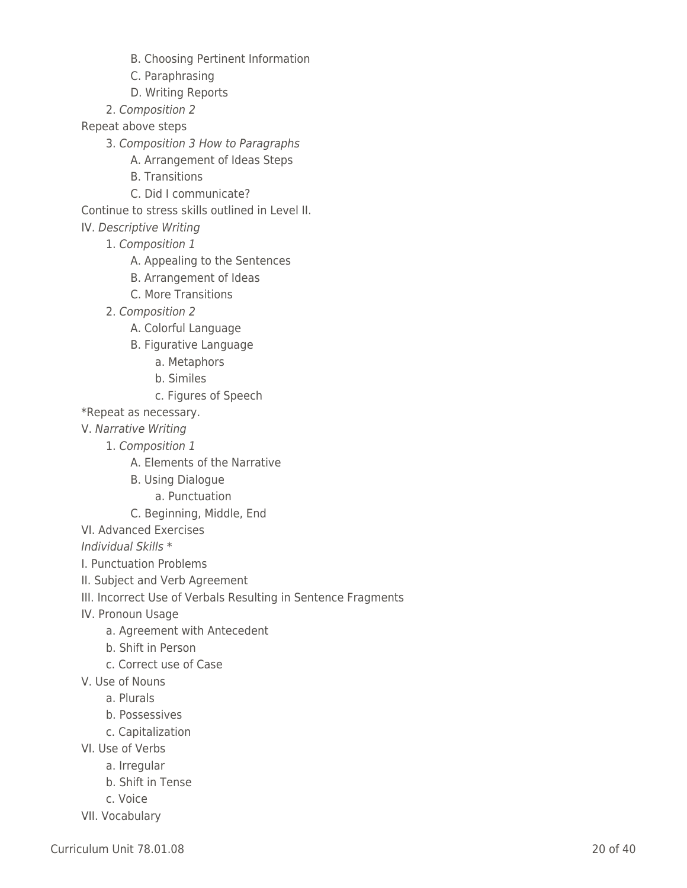- B. Choosing Pertinent Information
  - C. Paraphrasing
  - D. Writing Reports

2. *Composition 2*

Repeat above steps

3. *Composition 3 How to Paragraphs*
   - A. Arrangement of Ideas Steps
   - B. Transitions
   - C. Did I communicate?

Continue to stress skills outlined in Level II.

IV. *Descriptive Writing*

1. *Composition 1*
   - A. Appealing to the Sentences
   - B. Arrangement of Ideas
   - C. More Transitions
2. *Composition 2*
   - A. Colorful Language
   - B. Figurative Language
     - a. Metaphors
     - b. Similes
     - c. Figures of Speech

*Repeat as necessary.

V. *Narrative Writing*

1. *Composition 1*
   - A. Elements of the Narrative
   - B. Using Dialogue
     - a. Punctuation
   - C. Beginning, Middle, End

VI. Advanced Exercises

*Individual Skills* *

I. Punctuation Problems

II. Subject and Verb Agreement

III. Incorrect Use of Verbals Resulting in Sentence Fragments

IV. Pronoun Usage

- a. Agreement with Antecedent
- b. Shift in Person
- c. Correct use of Case

V. Use of Nouns

- a. Plurals
- b. Possessives
- c. Capitalization

VI. Use of Verbs

- a. Irregular
- b. Shift in Tense
- c. Voice

VII. Vocabulary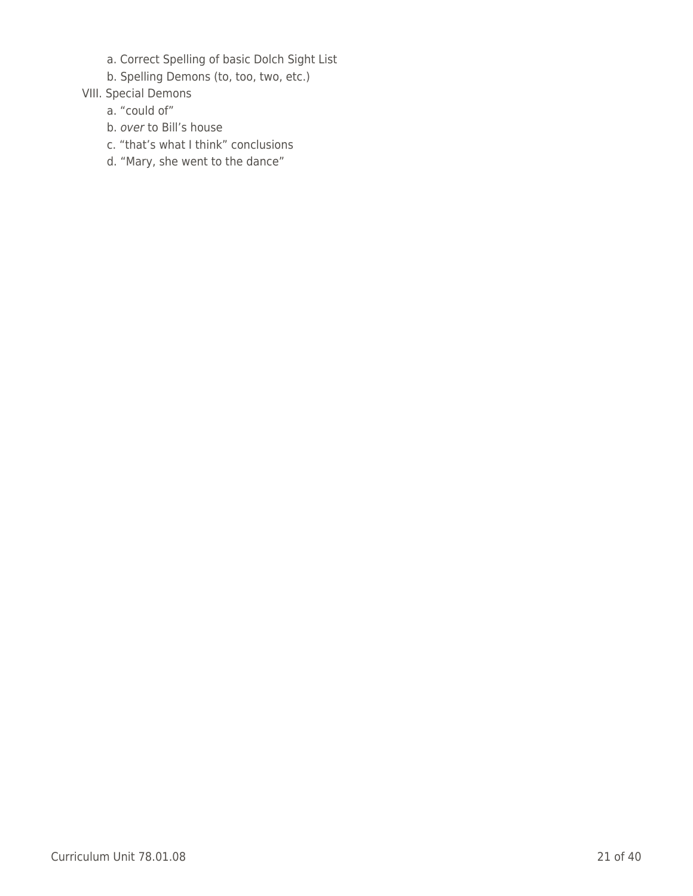a. Correct Spelling of basic Dolch Sight List

b. Spelling Demons (to, too, two, etc.)

VIII. Special Demons

a. “could of”

b. *over* to Bill’s house

c. “that’s what I think” conclusions

d. “Mary, she went to the dance”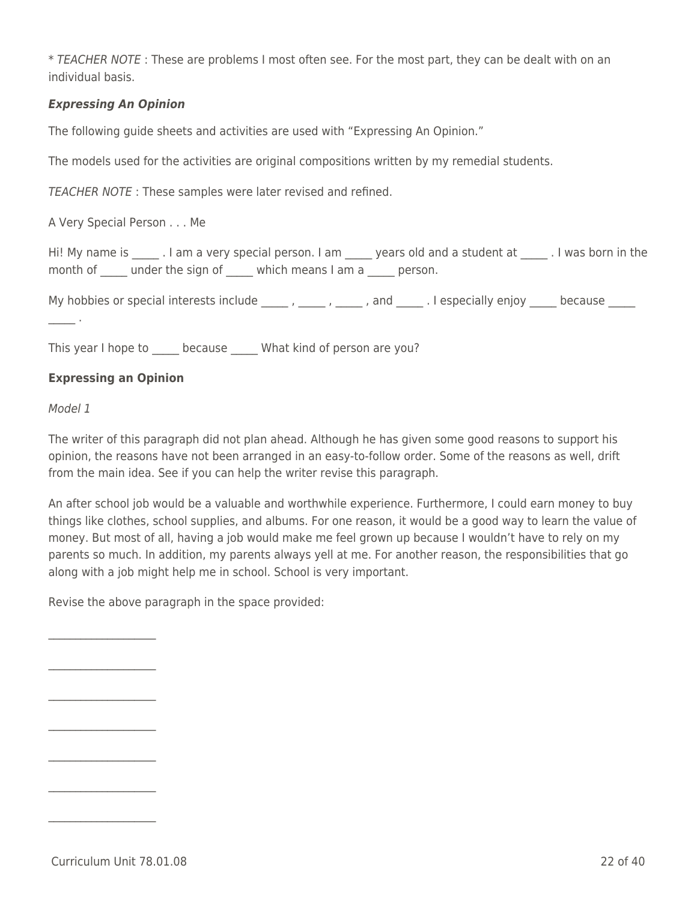* *TEACHER NOTE* : These are problems I most often see. For the most part, they can be dealt with on an individual basis.

***Expressing An Opinion***

The following guide sheets and activities are used with "Expressing An Opinion."

The models used for the activities are original compositions written by my remedial students.

*TEACHER NOTE* : These samples were later revised and refined.

A Very Special Person . . . Me

Hi! My name is _____ . I am a very special person. I am _____ years old and a student at _____ . I was born in the month of _____ under the sign of _____ which means I am a _____ person.

My hobbies or special interests include _____ , _____ , _____ , and _____ . I especially enjoy _____ because _____ _____ .

This year I hope to _____ because _____ What kind of person are you?

**Expressing an Opinion**

*Model 1*

The writer of this paragraph did not plan ahead. Although he has given some good reasons to support his opinion, the reasons have not been arranged in an easy-to-follow order. Some of the reasons as well, drift from the main idea. See if you can help the writer revise this paragraph.

An after school job would be a valuable and worthwhile experience. Furthermore, I could earn money to buy things like clothes, school supplies, and albums. For one reason, it would be a good way to learn the value of money. But most of all, having a job would make me feel grown up because I wouldn't have to rely on my parents so much. In addition, my parents always yell at me. For another reason, the responsibilities that go along with a job might help me in school. School is very important.

Revise the above paragraph in the space provided:

___________________

___________________

___________________

___________________

___________________

___________________

___________________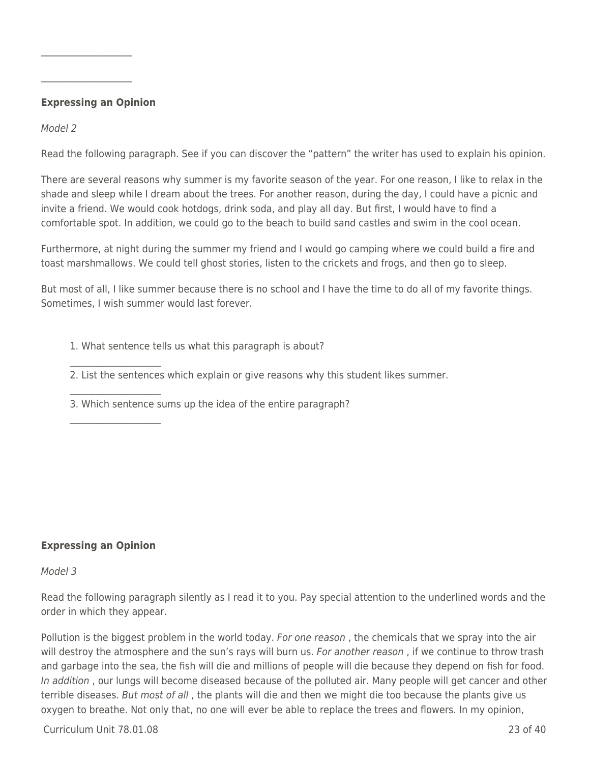\_\_\_\_\_\_\_\_\_\_\_\_\_\_\_\_\_\_\_\_

\_\_\_\_\_\_\_\_\_\_\_\_\_\_\_\_\_\_\_\_

**Expressing an Opinion**

*Model 2*

Read the following paragraph. See if you can discover the "pattern" the writer has used to explain his opinion.

There are several reasons why summer is my favorite season of the year. For one reason, I like to relax in the shade and sleep while I dream about the trees. For another reason, during the day, I could have a picnic and invite a friend. We would cook hotdogs, drink soda, and play all day. But first, I would have to find a comfortable spot. In addition, we could go to the beach to build sand castles and swim in the cool ocean.

Furthermore, at night during the summer my friend and I would go camping where we could build a fire and toast marshmallows. We could tell ghost stories, listen to the crickets and frogs, and then go to sleep.

But most of all, I like summer because there is no school and I have the time to do all of my favorite things. Sometimes, I wish summer would last forever.

1. What sentence tells us what this paragraph is about?

   \_\_\_\_\_\_\_\_\_\_\_\_\_\_\_\_\_\_\_\_

2. List the sentences which explain or give reasons why this student likes summer.

   \_\_\_\_\_\_\_\_\_\_\_\_\_\_\_\_\_\_\_\_

3. Which sentence sums up the idea of the entire paragraph?

   \_\_\_\_\_\_\_\_\_\_\_\_\_\_\_\_\_\_\_\_

**Expressing an Opinion**

*Model 3*

Read the following paragraph silently as I read it to you. Pay special attention to the underlined words and the order in which they appear.

Pollution is the biggest problem in the world today. *For one reason* , the chemicals that we spray into the air will destroy the atmosphere and the sun's rays will burn us. *For another reason* , if we continue to throw trash and garbage into the sea, the fish will die and millions of people will die because they depend on fish for food. *In addition* , our lungs will become diseased because of the polluted air. Many people will get cancer and other terrible diseases. *But most of all* , the plants will die and then we might die too because the plants give us oxygen to breathe. Not only that, no one will ever be able to replace the trees and flowers. In my opinion,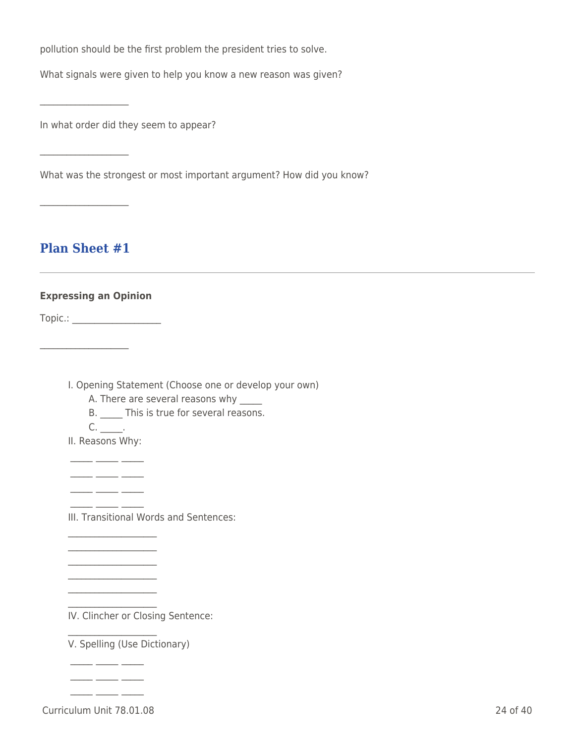pollution should be the first problem the president tries to solve.

What signals were given to help you know a new reason was given?

___________________

In what order did they seem to appear?

___________________

What was the strongest or most important argument? How did you know?

___________________

## Plan Sheet #1

---

**Expressing an Opinion**

Topic.: ___________________

___________________

I. Opening Statement (Choose one or develop your own)
   A. There are several reasons why _____
   B. _____ This is true for several reasons.
   C. _____.
II. Reasons Why:
   _____ _____ _____
   _____ _____ _____
   _____ _____ _____
   _____ _____ _____
III. Transitional Words and Sentences:
   ___________________
   ___________________
   ___________________
   ___________________
   ___________________
   ___________________
IV. Clincher or Closing Sentence:
   ___________________
V. Spelling (Use Dictionary)
   _____ _____ _____
   _____ _____ _____
   _____ _____ _____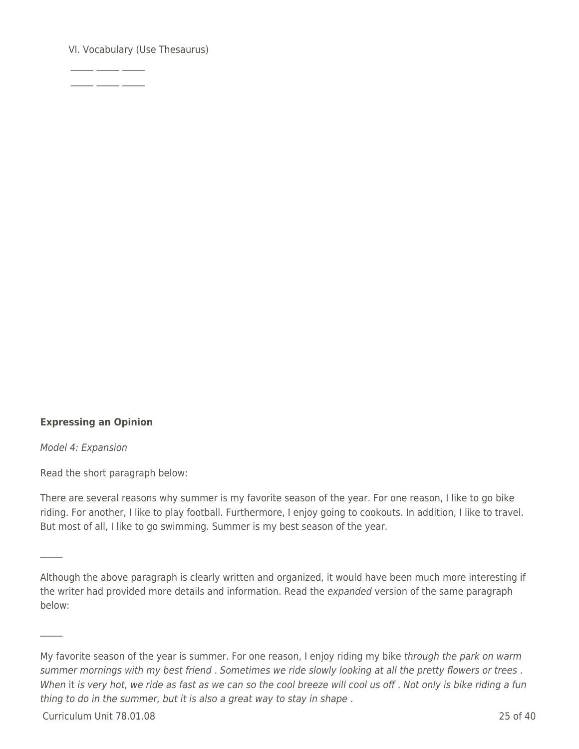VI. Vocabulary (Use Thesaurus)

_____ _____ _____

_____ _____ _____

**Expressing an Opinion**

*Model 4: Expansion*

Read the short paragraph below:

There are several reasons why summer is my favorite season of the year. For one reason, I like to go bike riding. For another, I like to play football. Furthermore, I enjoy going to cookouts. In addition, I like to travel. But most of all, I like to go swimming. Summer is my best season of the year.

_____

Although the above paragraph is clearly written and organized, it would have been much more interesting if the writer had provided more details and information. Read the *expanded* version of the same paragraph below:

_____

My favorite season of the year is summer. For one reason, I enjoy riding my bike *through the park on warm summer mornings with my best friend* . *Sometimes we ride slowly looking at all the pretty flowers or trees* . *When* it *is very hot, we ride as fast as we can so the cool breeze will cool us off* . *Not only is bike riding a fun thing to do in the summer, but it is also a great way to stay in shape* .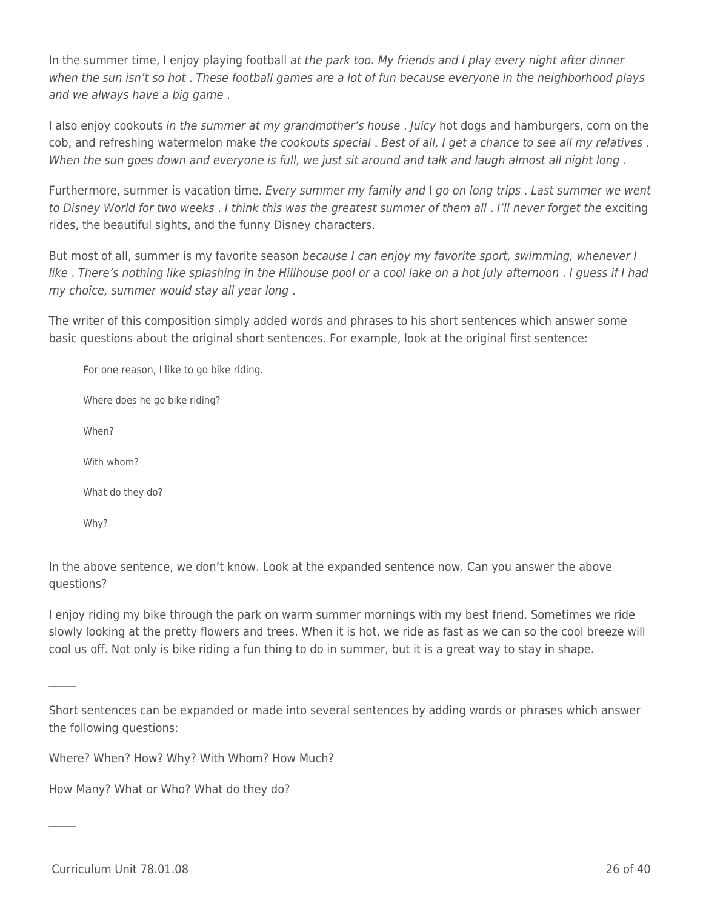In the summer time, I enjoy playing football *at the park too. My friends and I play every night after dinner when the sun isn't so hot* . *These football games are a lot of fun because everyone in the neighborhood plays and we always have a big game* .

I also enjoy cookouts *in the summer at my grandmother's house* . *Juicy* hot dogs and hamburgers, corn on the cob, and refreshing watermelon make *the cookouts special* . *Best of all, I get a chance to see all my relatives* . *When the sun goes down and everyone is full, we just sit around and talk and laugh almost all night long* .

Furthermore, summer is vacation time. *Every summer my family and* I *go on long trips* . *Last summer we went to Disney World for two weeks* . *I think this was the greatest summer of them all* . *I'll never forget the* exciting rides, the beautiful sights, and the funny Disney characters.

But most of all, summer is my favorite season *because I can enjoy my favorite sport, swimming, whenever I like* . *There's nothing like splashing in the Hillhouse pool or a cool lake on a hot July afternoon* . *I guess if I had my choice, summer would stay all year long* .

The writer of this composition simply added words and phrases to his short sentences which answer some basic questions about the original short sentences. For example, look at the original first sentence:

> For one reason, I like to go bike riding.
>
> Where does he go bike riding?
>
> When?
>
> With whom?
>
> What do they do?
>
> Why?

In the above sentence, we don't know. Look at the expanded sentence now. Can you answer the above questions?

I enjoy riding my bike through the park on warm summer mornings with my best friend. Sometimes we ride slowly looking at the pretty flowers and trees. When it is hot, we ride as fast as we can so the cool breeze will cool us off. Not only is bike riding a fun thing to do in summer, but it is a great way to stay in shape.

---

Short sentences can be expanded or made into several sentences by adding words or phrases which answer the following questions:

Where? When? How? Why? With Whom? How Much?

How Many? What or Who? What do they do?

---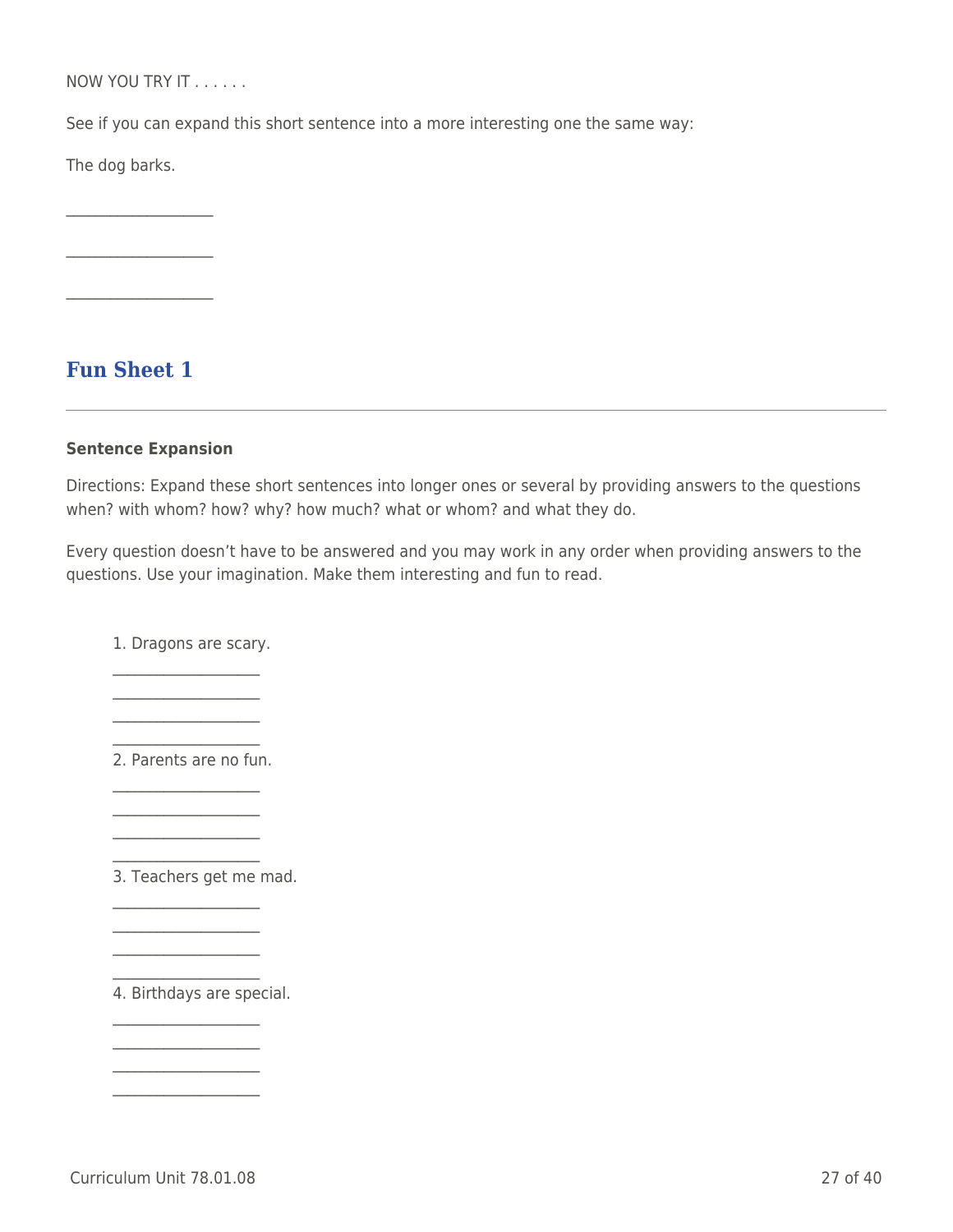NOW YOU TRY IT . . . . . .

See if you can expand this short sentence into a more interesting one the same way:

The dog barks.

\_\_\_\_\_\_\_\_\_\_\_\_\_\_\_\_\_\_\_\_

\_\_\_\_\_\_\_\_\_\_\_\_\_\_\_\_\_\_\_\_

\_\_\_\_\_\_\_\_\_\_\_\_\_\_\_\_\_\_\_\_

## Fun Sheet 1

---

**Sentence Expansion**

Directions: Expand these short sentences into longer ones or several by providing answers to the questions when? with whom? how? why? how much? what or whom? and what they do.

Every question doesn't have to be answered and you may work in any order when providing answers to the questions. Use your imagination. Make them interesting and fun to read.

1. Dragons are scary.

   \_\_\_\_\_\_\_\_\_\_\_\_\_\_\_\_\_\_\_\_
   \_\_\_\_\_\_\_\_\_\_\_\_\_\_\_\_\_\_\_\_
   \_\_\_\_\_\_\_\_\_\_\_\_\_\_\_\_\_\_\_\_
   \_\_\_\_\_\_\_\_\_\_\_\_\_\_\_\_\_\_\_\_

2. Parents are no fun.

   \_\_\_\_\_\_\_\_\_\_\_\_\_\_\_\_\_\_\_\_
   \_\_\_\_\_\_\_\_\_\_\_\_\_\_\_\_\_\_\_\_
   \_\_\_\_\_\_\_\_\_\_\_\_\_\_\_\_\_\_\_\_
   \_\_\_\_\_\_\_\_\_\_\_\_\_\_\_\_\_\_\_\_

3. Teachers get me mad.

   \_\_\_\_\_\_\_\_\_\_\_\_\_\_\_\_\_\_\_\_
   \_\_\_\_\_\_\_\_\_\_\_\_\_\_\_\_\_\_\_\_
   \_\_\_\_\_\_\_\_\_\_\_\_\_\_\_\_\_\_\_\_
   \_\_\_\_\_\_\_\_\_\_\_\_\_\_\_\_\_\_\_\_

4. Birthdays are special.

   \_\_\_\_\_\_\_\_\_\_\_\_\_\_\_\_\_\_\_\_
   \_\_\_\_\_\_\_\_\_\_\_\_\_\_\_\_\_\_\_\_
   \_\_\_\_\_\_\_\_\_\_\_\_\_\_\_\_\_\_\_\_
   \_\_\_\_\_\_\_\_\_\_\_\_\_\_\_\_\_\_\_\_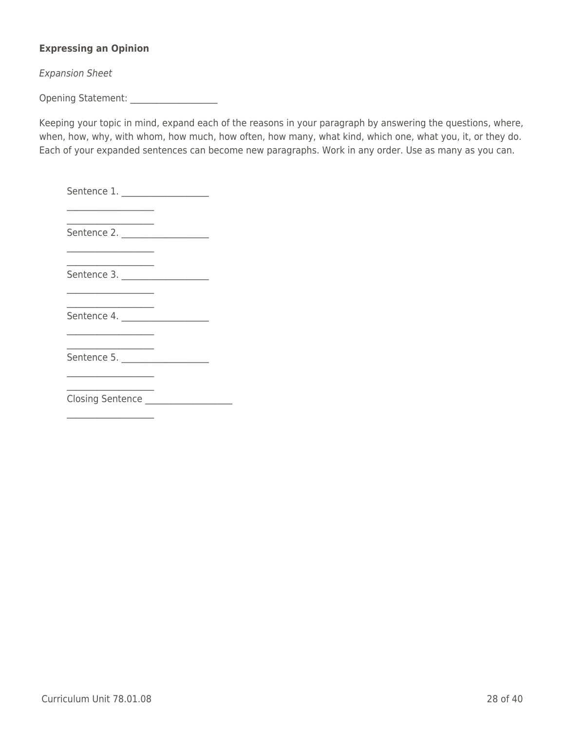**Expressing an Opinion**

*Expansion Sheet*

Opening Statement: ____________________

Keeping your topic in mind, expand each of the reasons in your paragraph by answering the questions, where, when, how, why, with whom, how much, how often, how many, what kind, which one, what you, it, or they do. Each of your expanded sentences can become new paragraphs. Work in any order. Use as many as you can.

Sentence 1. ____________________

____________________

____________________

Sentence 2. ____________________

____________________

____________________

Sentence 3. ____________________

____________________

____________________

Sentence 4. ____________________

____________________

____________________

Sentence 5. ____________________

____________________

____________________

Closing Sentence ____________________

____________________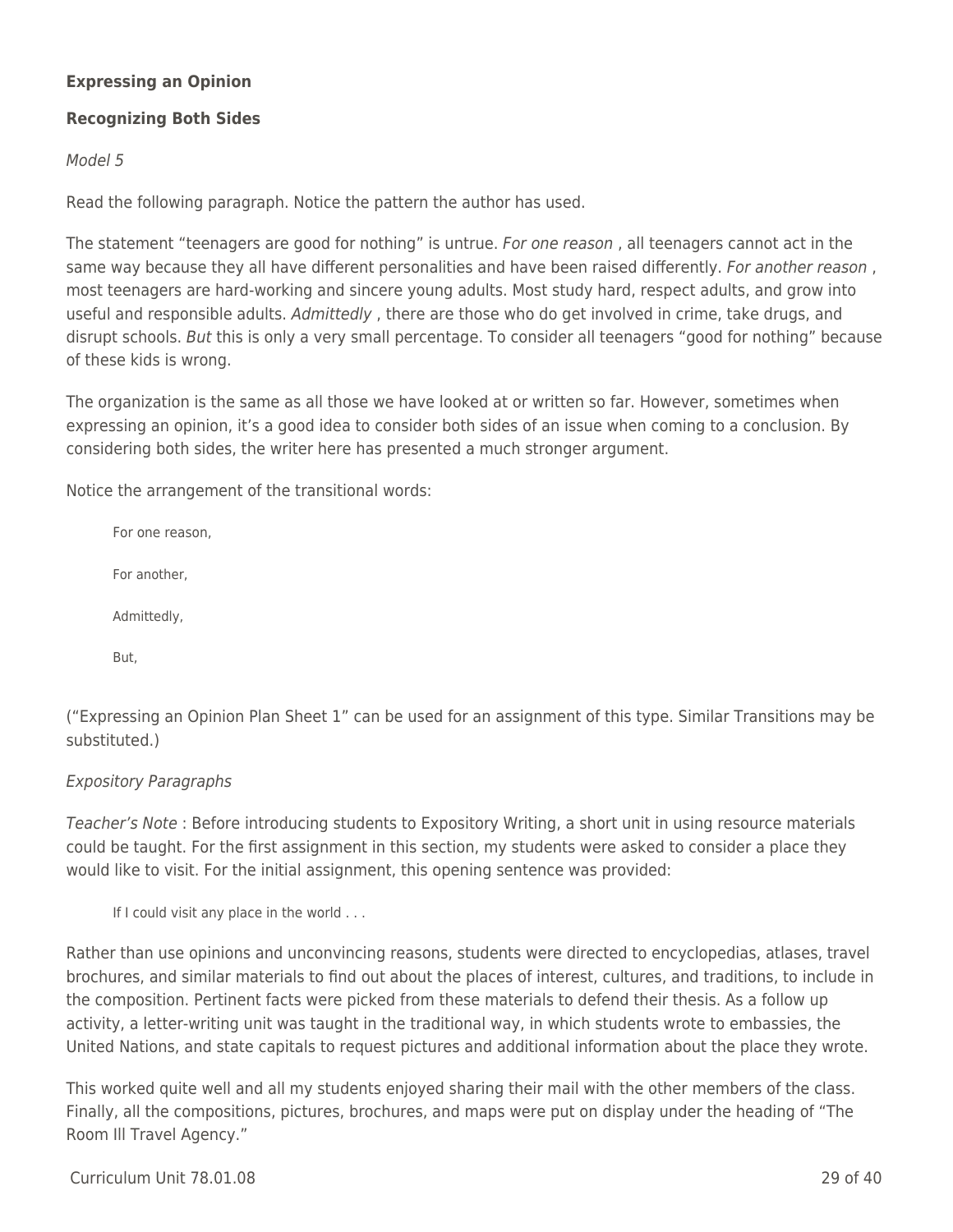**Expressing an Opinion**

**Recognizing Both Sides**

*Model 5*

Read the following paragraph. Notice the pattern the author has used.

The statement "teenagers are good for nothing" is untrue. *For one reason* , all teenagers cannot act in the same way because they all have different personalities and have been raised differently. *For another reason* , most teenagers are hard-working and sincere young adults. Most study hard, respect adults, and grow into useful and responsible adults. *Admittedly* , there are those who do get involved in crime, take drugs, and disrupt schools. *But* this is only a very small percentage. To consider all teenagers "good for nothing" because of these kids is wrong.

The organization is the same as all those we have looked at or written so far. However, sometimes when expressing an opinion, it's a good idea to consider both sides of an issue when coming to a conclusion. By considering both sides, the writer here has presented a much stronger argument.

Notice the arrangement of the transitional words:

> For one reason,
>
> For another,
>
> Admittedly,
>
> But,

("Expressing an Opinion Plan Sheet 1" can be used for an assignment of this type. Similar Transitions may be substituted.)

*Expository Paragraphs*

*Teacher's Note* : Before introducing students to Expository Writing, a short unit in using resource materials could be taught. For the first assignment in this section, my students were asked to consider a place they would like to visit. For the initial assignment, this opening sentence was provided:

> If I could visit any place in the world . . .

Rather than use opinions and unconvincing reasons, students were directed to encyclopedias, atlases, travel brochures, and similar materials to find out about the places of interest, cultures, and traditions, to include in the composition. Pertinent facts were picked from these materials to defend their thesis. As a follow up activity, a letter-writing unit was taught in the traditional way, in which students wrote to embassies, the United Nations, and state capitals to request pictures and additional information about the place they wrote.

This worked quite well and all my students enjoyed sharing their mail with the other members of the class. Finally, all the compositions, pictures, brochures, and maps were put on display under the heading of "The Room Ill Travel Agency."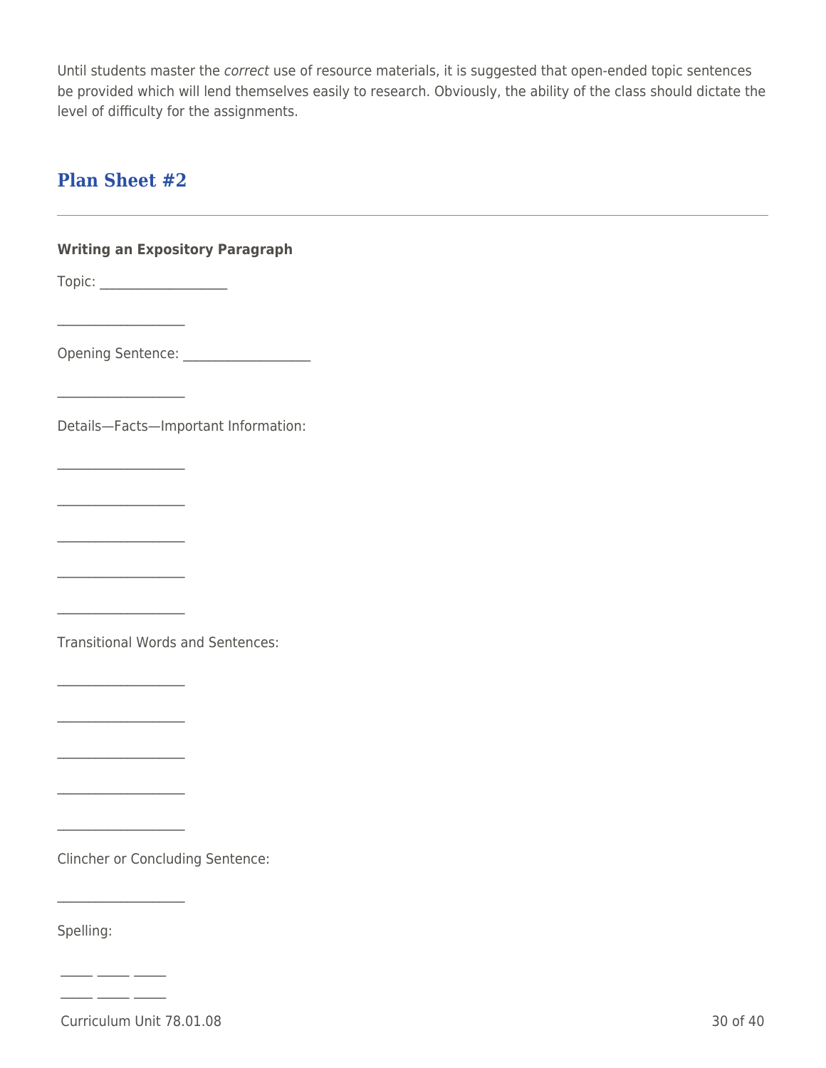Until students master the *correct* use of resource materials, it is suggested that open-ended topic sentences be provided which will lend themselves easily to research. Obviously, the ability of the class should dictate the level of difficulty for the assignments.

## Plan Sheet #2

---

**Writing an Expository Paragraph**

Topic: ___________________

___________________

Opening Sentence: ___________________

___________________

Details—Facts—Important Information:

___________________

___________________

___________________

___________________

___________________

Transitional Words and Sentences:

___________________

___________________

___________________

___________________

___________________

Clincher or Concluding Sentence:

___________________

Spelling:

_____ _____ _____

_____ _____ _____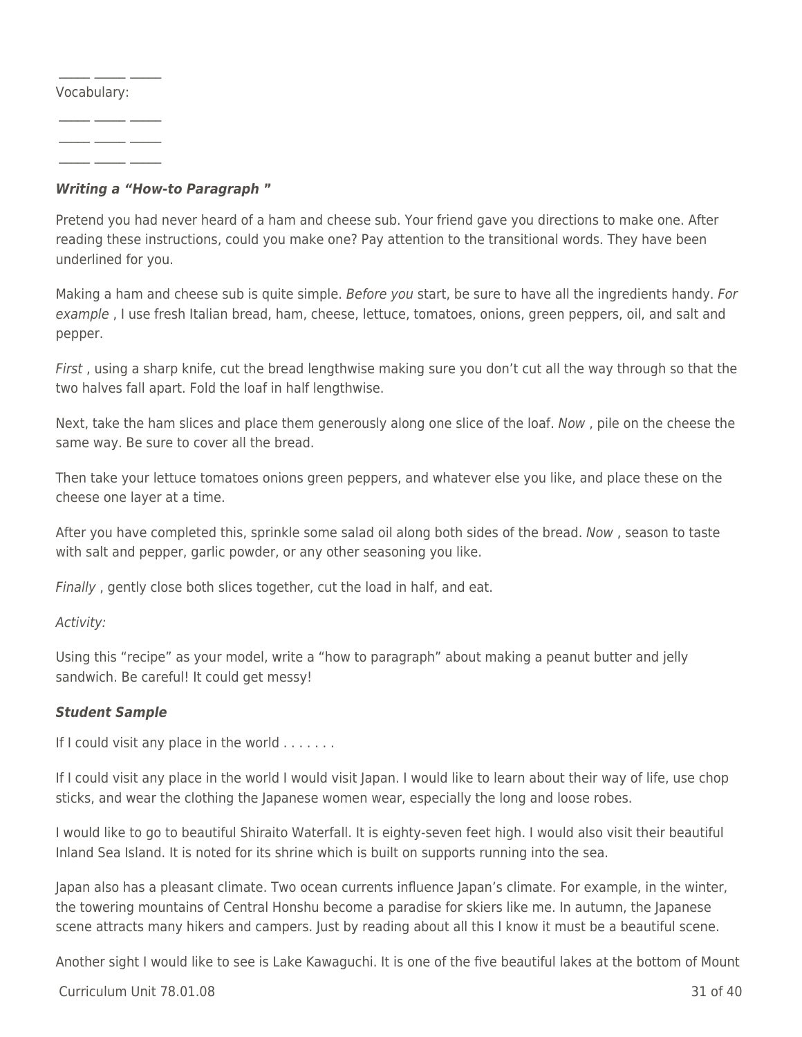_____ _____ _____

Vocabulary:

_____ _____ _____

_____ _____ _____

_____ _____ _____

***Writing a "How-to Paragraph "***

Pretend you had never heard of a ham and cheese sub. Your friend gave you directions to make one. After reading these instructions, could you make one? Pay attention to the transitional words. They have been underlined for you.

Making a ham and cheese sub is quite simple. *Before you* start, be sure to have all the ingredients handy. *For example* , I use fresh Italian bread, ham, cheese, lettuce, tomatoes, onions, green peppers, oil, and salt and pepper.

*First* , using a sharp knife, cut the bread lengthwise making sure you don't cut all the way through so that the two halves fall apart. Fold the loaf in half lengthwise.

Next, take the ham slices and place them generously along one slice of the loaf. *Now* , pile on the cheese the same way. Be sure to cover all the bread.

Then take your lettuce tomatoes onions green peppers, and whatever else you like, and place these on the cheese one layer at a time.

After you have completed this, sprinkle some salad oil along both sides of the bread. *Now* , season to taste with salt and pepper, garlic powder, or any other seasoning you like.

*Finally* , gently close both slices together, cut the load in half, and eat.

*Activity:*

Using this "recipe" as your model, write a "how to paragraph" about making a peanut butter and jelly sandwich. Be careful! It could get messy!

***Student Sample***

If I could visit any place in the world . . . . . . .

If I could visit any place in the world I would visit Japan. I would like to learn about their way of life, use chop sticks, and wear the clothing the Japanese women wear, especially the long and loose robes.

I would like to go to beautiful Shiraito Waterfall. It is eighty-seven feet high. I would also visit their beautiful Inland Sea Island. It is noted for its shrine which is built on supports running into the sea.

Japan also has a pleasant climate. Two ocean currents influence Japan's climate. For example, in the winter, the towering mountains of Central Honshu become a paradise for skiers like me. In autumn, the Japanese scene attracts many hikers and campers. Just by reading about all this I know it must be a beautiful scene.

Another sight I would like to see is Lake Kawaguchi. It is one of the five beautiful lakes at the bottom of Mount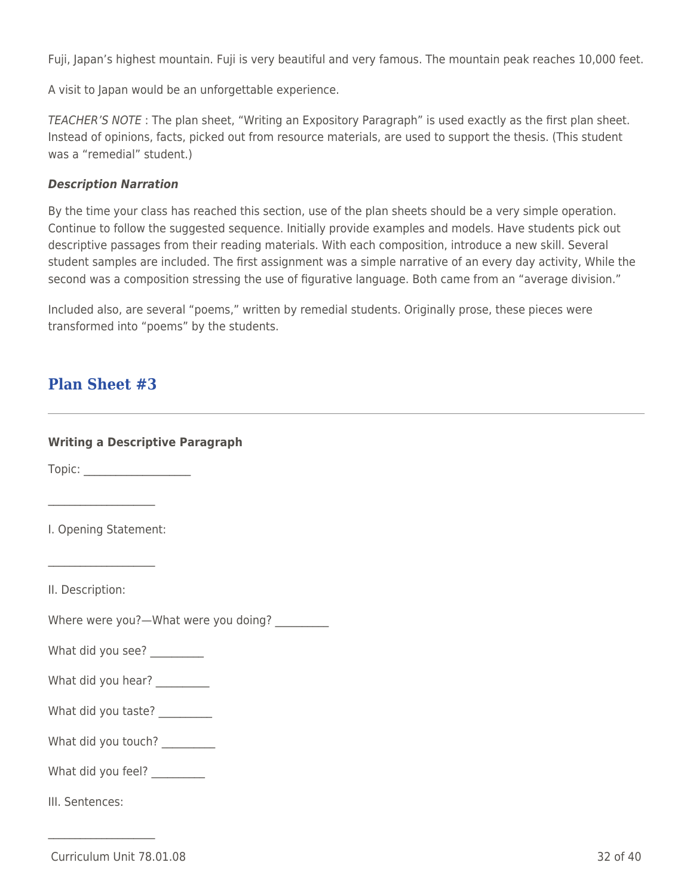Fuji, Japan's highest mountain. Fuji is very beautiful and very famous. The mountain peak reaches 10,000 feet.

A visit to Japan would be an unforgettable experience.

*TEACHER'S NOTE* : The plan sheet, "Writing an Expository Paragraph" is used exactly as the first plan sheet. Instead of opinions, facts, picked out from resource materials, are used to support the thesis. (This student was a "remedial" student.)

***Description Narration***

By the time your class has reached this section, use of the plan sheets should be a very simple operation. Continue to follow the suggested sequence. Initially provide examples and models. Have students pick out descriptive passages from their reading materials. With each composition, introduce a new skill. Several student samples are included. The first assignment was a simple narrative of an every day activity, While the second was a composition stressing the use of figurative language. Both came from an "average division."

Included also, are several "poems," written by remedial students. Originally prose, these pieces were transformed into "poems" by the students.

## Plan Sheet #3

---

**Writing a Descriptive Paragraph**

Topic: ___________________

___________________

I. Opening Statement:

___________________

II. Description:

Where were you?—What were you doing? __________

What did you see? __________

What did you hear? __________

What did you taste? __________

What did you touch? __________

What did you feel? __________

III. Sentences:

___________________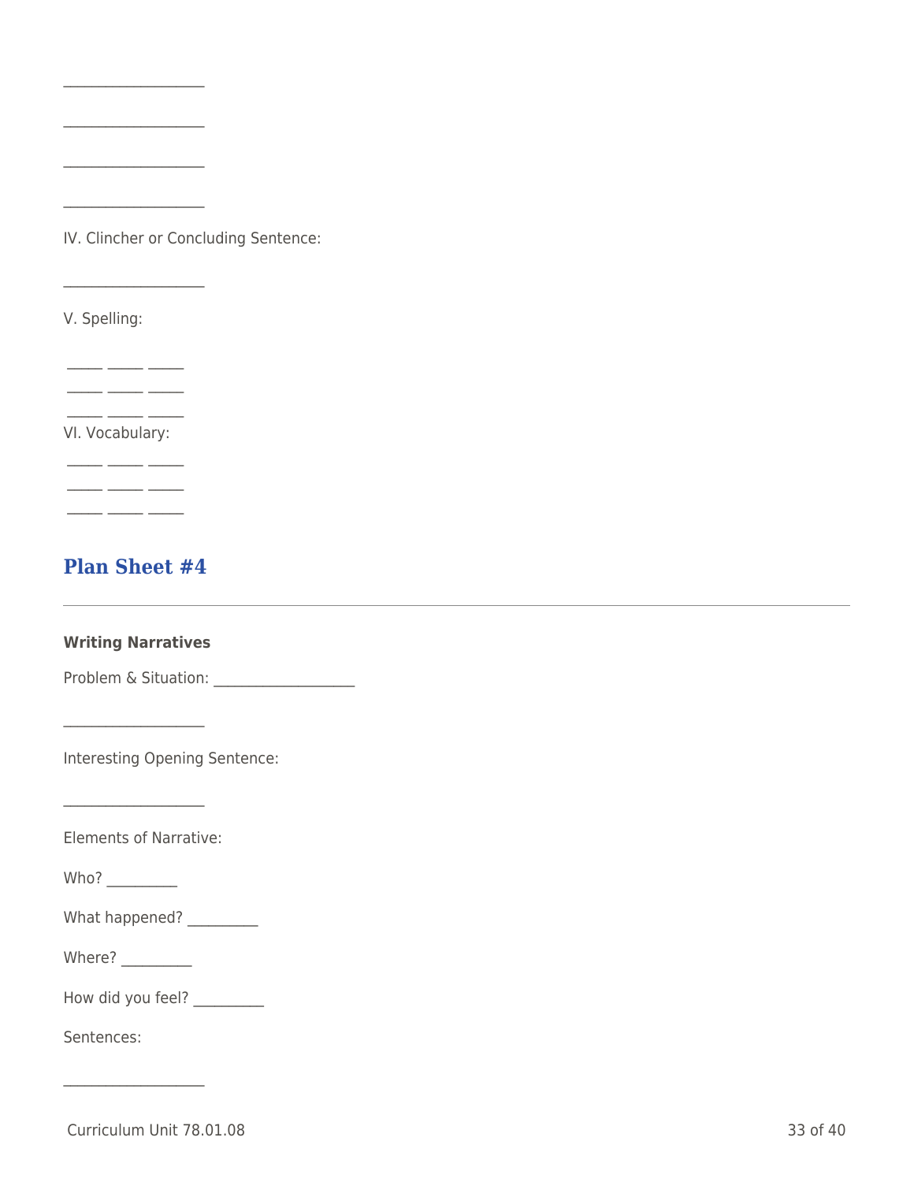__________________

__________________

__________________

__________________

IV. Clincher or Concluding Sentence:

__________________

V. Spelling:

_____ _____ _____
_____ _____ _____
_____ _____ _____

VI. Vocabulary:

_____ _____ _____
_____ _____ _____
_____ _____ _____

## Plan Sheet #4

---

**Writing Narratives**

Problem & Situation: __________________

__________________

Interesting Opening Sentence:

__________________

Elements of Narrative:

Who? _________

What happened? _________

Where? _________

How did you feel? _________

Sentences:

__________________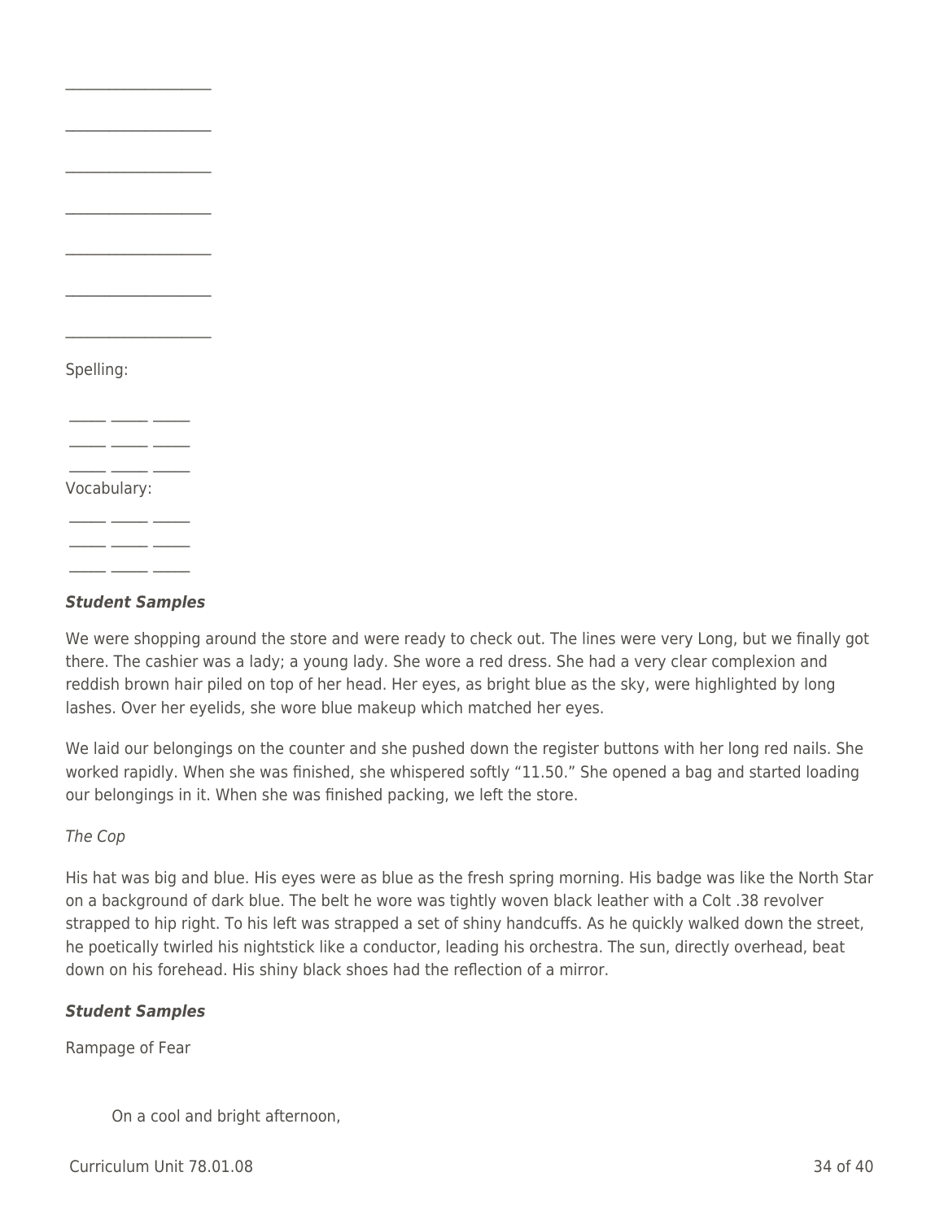\_\_\_\_\_\_\_\_\_\_\_\_\_\_\_\_\_\_\_\_

\_\_\_\_\_\_\_\_\_\_\_\_\_\_\_\_\_\_\_\_

\_\_\_\_\_\_\_\_\_\_\_\_\_\_\_\_\_\_\_\_

\_\_\_\_\_\_\_\_\_\_\_\_\_\_\_\_\_\_\_\_

\_\_\_\_\_\_\_\_\_\_\_\_\_\_\_\_\_\_\_\_

\_\_\_\_\_\_\_\_\_\_\_\_\_\_\_\_\_\_\_\_

\_\_\_\_\_\_\_\_\_\_\_\_\_\_\_\_\_\_\_\_

Spelling:

\_\_\_\_\_ \_\_\_\_\_ \_\_\_\_\_

\_\_\_\_\_ \_\_\_\_\_ \_\_\_\_\_

\_\_\_\_\_ \_\_\_\_\_ \_\_\_\_\_

Vocabulary:

\_\_\_\_\_ \_\_\_\_\_ \_\_\_\_\_

\_\_\_\_\_ \_\_\_\_\_ \_\_\_\_\_

\_\_\_\_\_ \_\_\_\_\_ \_\_\_\_\_

***Student Samples***

We were shopping around the store and were ready to check out. The lines were very Long, but we finally got there. The cashier was a lady; a young lady. She wore a red dress. She had a very clear complexion and reddish brown hair piled on top of her head. Her eyes, as bright blue as the sky, were highlighted by long lashes. Over her eyelids, she wore blue makeup which matched her eyes.

We laid our belongings on the counter and she pushed down the register buttons with her long red nails. She worked rapidly. When she was finished, she whispered softly "11.50." She opened a bag and started loading our belongings in it. When she was finished packing, we left the store.

*The Cop*

His hat was big and blue. His eyes were as blue as the fresh spring morning. His badge was like the North Star on a background of dark blue. The belt he wore was tightly woven black leather with a Colt .38 revolver strapped to hip right. To his left was strapped a set of shiny handcuffs. As he quickly walked down the street, he poetically twirled his nightstick like a conductor, leading his orchestra. The sun, directly overhead, beat down on his forehead. His shiny black shoes had the reflection of a mirror.

***Student Samples***

Rampage of Fear

On a cool and bright afternoon,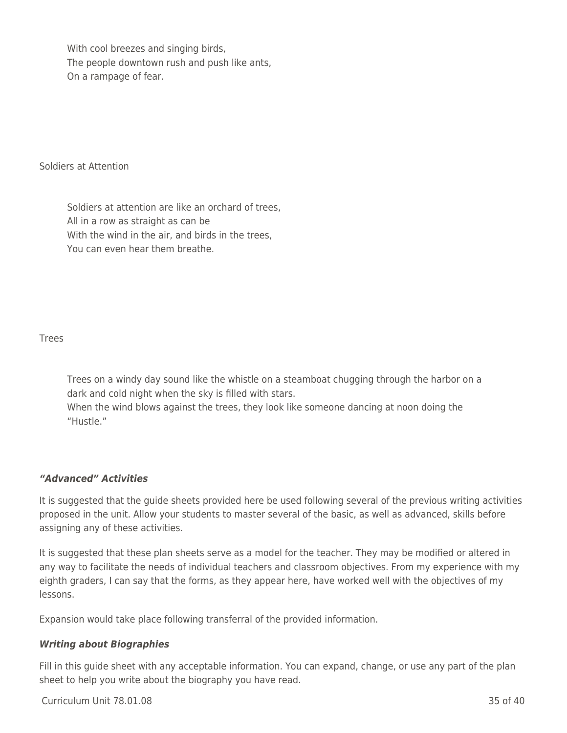With cool breezes and singing birds,  
The people downtown rush and push like ants,  
On a rampage of fear.

Soldiers at Attention

Soldiers at attention are like an orchard of trees,  
All in a row as straight as can be  
With the wind in the air, and birds in the trees,  
You can even hear them breathe.

Trees

Trees on a windy day sound like the whistle on a steamboat chugging through the harbor on a dark and cold night when the sky is filled with stars.  
When the wind blows against the trees, they look like someone dancing at noon doing the "Hustle."

### *"Advanced" Activities*

It is suggested that the guide sheets provided here be used following several of the previous writing activities proposed in the unit. Allow your students to master several of the basic, as well as advanced, skills before assigning any of these activities.

It is suggested that these plan sheets serve as a model for the teacher. They may be modified or altered in any way to facilitate the needs of individual teachers and classroom objectives. From my experience with my eighth graders, I can say that the forms, as they appear here, have worked well with the objectives of my lessons.

Expansion would take place following transferral of the provided information.

### *Writing about Biographies*

Fill in this guide sheet with any acceptable information. You can expand, change, or use any part of the plan sheet to help you write about the biography you have read.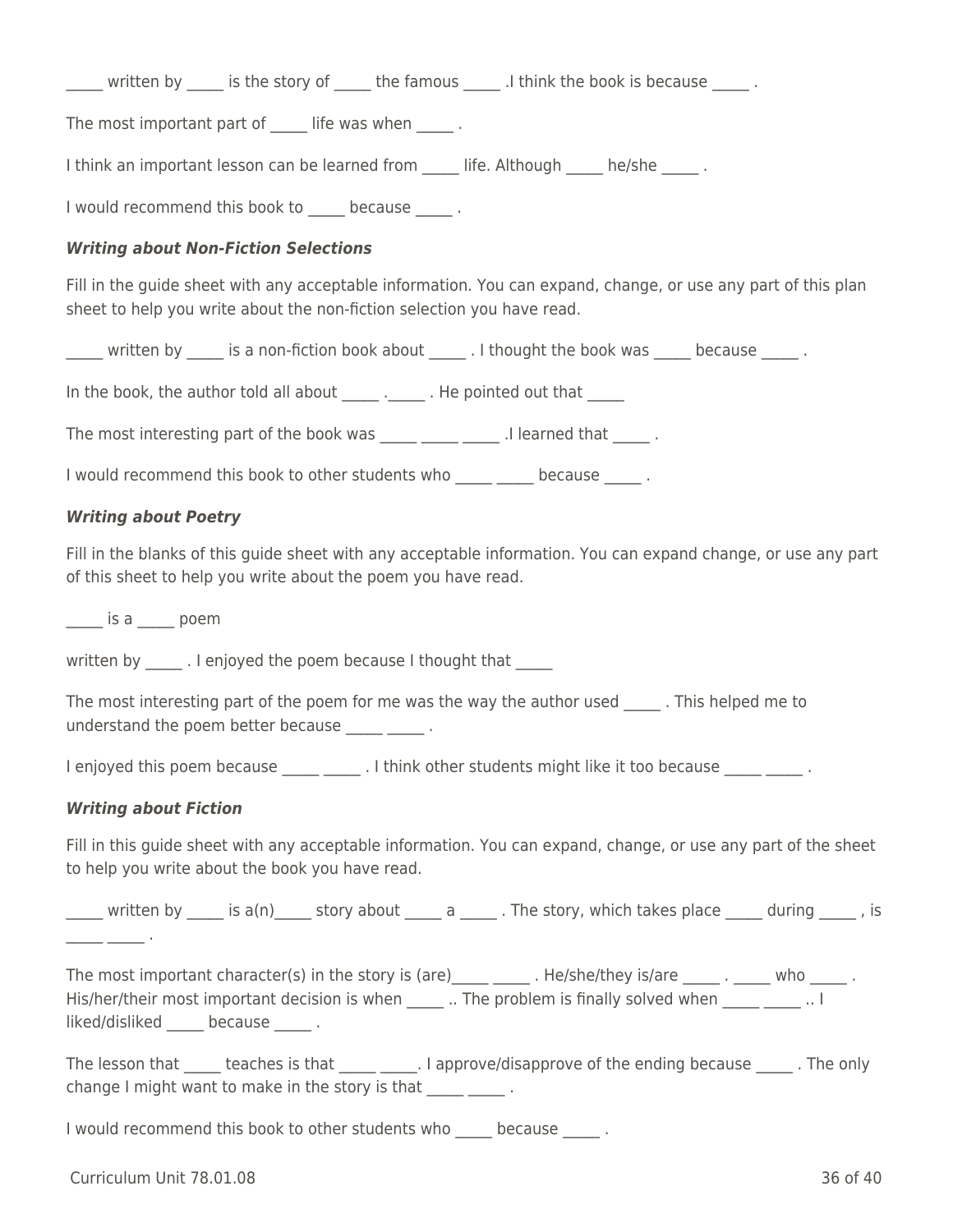_____ written by _____ is the story of _____ the famous _____ .I think the book is because _____ .

The most important part of _____ life was when _____ .

I think an important lesson can be learned from _____ life. Although _____ he/she _____ .

I would recommend this book to _____ because _____ .

***Writing about Non-Fiction Selections***

Fill in the guide sheet with any acceptable information. You can expand, change, or use any part of this plan sheet to help you write about the non-fiction selection you have read.

_____ written by _____ is a non-fiction book about _____ . I thought the book was _____ because _____ .

In the book, the author told all about _____ ._____ . He pointed out that _____

The most interesting part of the book was _____ _____ _____ .I learned that _____ .

I would recommend this book to other students who _____ _____ because _____ .

***Writing about Poetry***

Fill in the blanks of this guide sheet with any acceptable information. You can expand change, or use any part of this sheet to help you write about the poem you have read.

_____ is a _____ poem

written by _____ . I enjoyed the poem because I thought that _____

The most interesting part of the poem for me was the way the author used _____ . This helped me to understand the poem better because _____ _____ .

I enjoyed this poem because _____ _____ . I think other students might like it too because _____ _____ .

***Writing about Fiction***

Fill in this guide sheet with any acceptable information. You can expand, change, or use any part of the sheet to help you write about the book you have read.

_____ written by _____ is a(n)_____ story about _____ a _____ . The story, which takes place _____ during _____ , is _____ _____ .

The most important character(s) in the story is (are)_____ _____ . He/she/they is/are _____ . _____ who _____ . His/her/their most important decision is when _____ .. The problem is finally solved when _____ _____ .. I liked/disliked _____ because _____ .

The lesson that _____ teaches is that _____ _____. I approve/disapprove of the ending because _____ . The only change I might want to make in the story is that _____ _____ .

I would recommend this book to other students who _____ because _____ .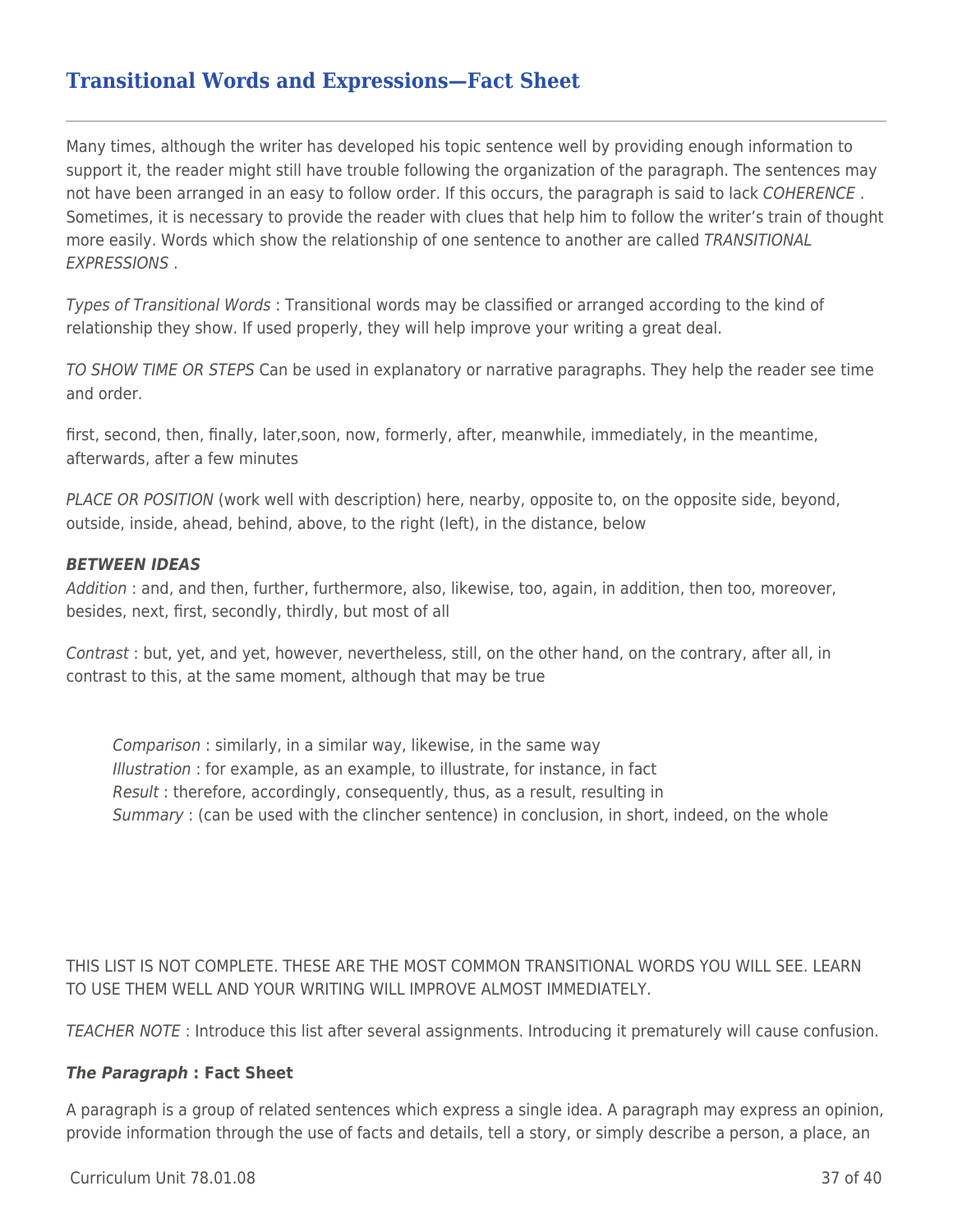## Transitional Words and Expressions—Fact Sheet

Many times, although the writer has developed his topic sentence well by providing enough information to support it, the reader might still have trouble following the organization of the paragraph. The sentences may not have been arranged in an easy to follow order. If this occurs, the paragraph is said to lack *COHERENCE* . Sometimes, it is necessary to provide the reader with clues that help him to follow the writer's train of thought more easily. Words which show the relationship of one sentence to another are called *TRANSITIONAL EXPRESSIONS* .

*Types of Transitional Words* : Transitional words may be classified or arranged according to the kind of relationship they show. If used properly, they will help improve your writing a great deal.

*TO SHOW TIME OR STEPS* Can be used in explanatory or narrative paragraphs. They help the reader see time and order.

first, second, then, finally, later,soon, now, formerly, after, meanwhile, immediately, in the meantime, afterwards, after a few minutes

*PLACE OR POSITION* (work well with description) here, nearby, opposite to, on the opposite side, beyond, outside, inside, ahead, behind, above, to the right (left), in the distance, below

***BETWEEN IDEAS***
*Addition* : and, and then, further, furthermore, also, likewise, too, again, in addition, then too, moreover, besides, next, first, secondly, thirdly, but most of all

*Contrast* : but, yet, and yet, however, nevertheless, still, on the other hand, on the contrary, after all, in contrast to this, at the same moment, although that may be true

> *Comparison* : similarly, in a similar way, likewise, in the same way
> *Illustration* : for example, as an example, to illustrate, for instance, in fact
> *Result* : therefore, accordingly, consequently, thus, as a result, resulting in
> *Summary* : (can be used with the clincher sentence) in conclusion, in short, indeed, on the whole

THIS LIST IS NOT COMPLETE. THESE ARE THE MOST COMMON TRANSITIONAL WORDS YOU WILL SEE. LEARN TO USE THEM WELL AND YOUR WRITING WILL IMPROVE ALMOST IMMEDIATELY.

*TEACHER NOTE* : Introduce this list after several assignments. Introducing it prematurely will cause confusion.

***The Paragraph* : Fact Sheet**

A paragraph is a group of related sentences which express a single idea. A paragraph may express an opinion, provide information through the use of facts and details, tell a story, or simply describe a person, a place, an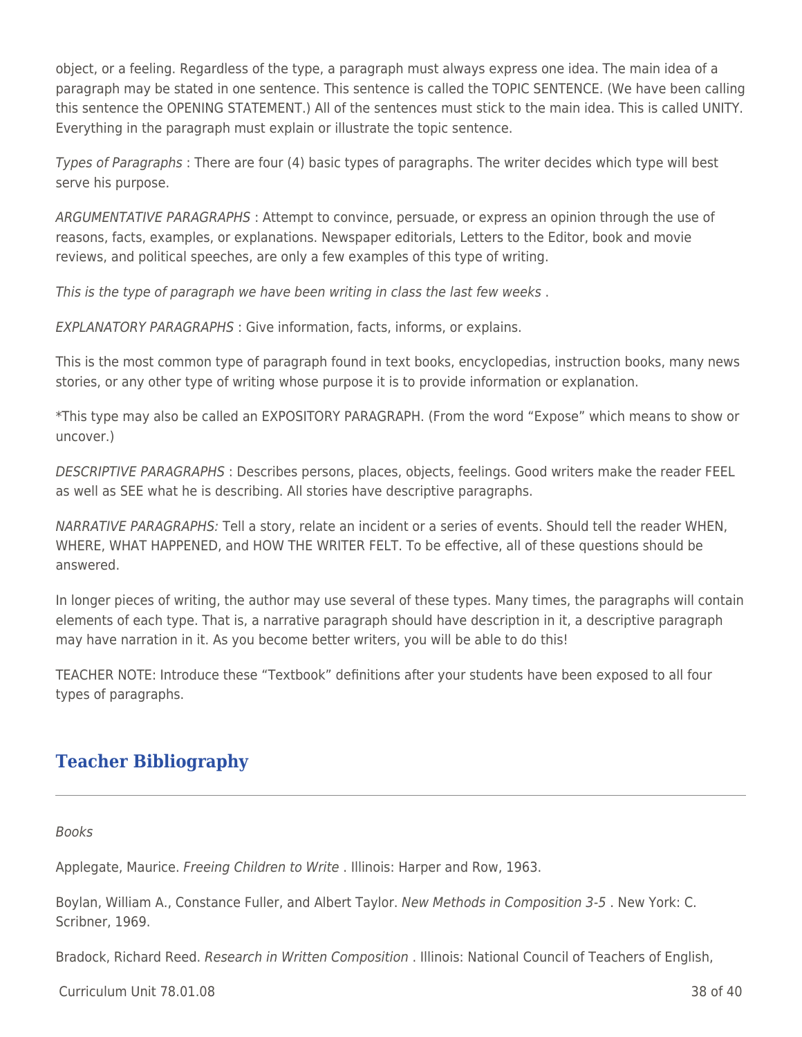object, or a feeling. Regardless of the type, a paragraph must always express one idea. The main idea of a paragraph may be stated in one sentence. This sentence is called the TOPIC SENTENCE. (We have been calling this sentence the OPENING STATEMENT.) All of the sentences must stick to the main idea. This is called UNITY. Everything in the paragraph must explain or illustrate the topic sentence.

*Types of Paragraphs* : There are four (4) basic types of paragraphs. The writer decides which type will best serve his purpose.

*ARGUMENTATIVE PARAGRAPHS* : Attempt to convince, persuade, or express an opinion through the use of reasons, facts, examples, or explanations. Newspaper editorials, Letters to the Editor, book and movie reviews, and political speeches, are only a few examples of this type of writing.

*This is the type of paragraph we have been writing in class the last few weeks* .

*EXPLANATORY PARAGRAPHS* : Give information, facts, informs, or explains.

This is the most common type of paragraph found in text books, encyclopedias, instruction books, many news stories, or any other type of writing whose purpose it is to provide information or explanation.

*This type may also be called an EXPOSITORY PARAGRAPH. (From the word "Expose" which means to show or uncover.)

*DESCRIPTIVE PARAGRAPHS* : Describes persons, places, objects, feelings. Good writers make the reader FEEL as well as SEE what he is describing. All stories have descriptive paragraphs.

*NARRATIVE PARAGRAPHS:* Tell a story, relate an incident or a series of events. Should tell the reader WHEN, WHERE, WHAT HAPPENED, and HOW THE WRITER FELT. To be effective, all of these questions should be answered.

In longer pieces of writing, the author may use several of these types. Many times, the paragraphs will contain elements of each type. That is, a narrative paragraph should have description in it, a descriptive paragraph may have narration in it. As you become better writers, you will be able to do this!

TEACHER NOTE: Introduce these "Textbook" definitions after your students have been exposed to all four types of paragraphs.

## Teacher Bibliography

*Books*

Applegate, Maurice. *Freeing Children to Write* . Illinois: Harper and Row, 1963.

Boylan, William A., Constance Fuller, and Albert Taylor. *New Methods in Composition 3-5* . New York: C. Scribner, 1969.

Bradock, Richard Reed. *Research in Written Composition* . Illinois: National Council of Teachers of English,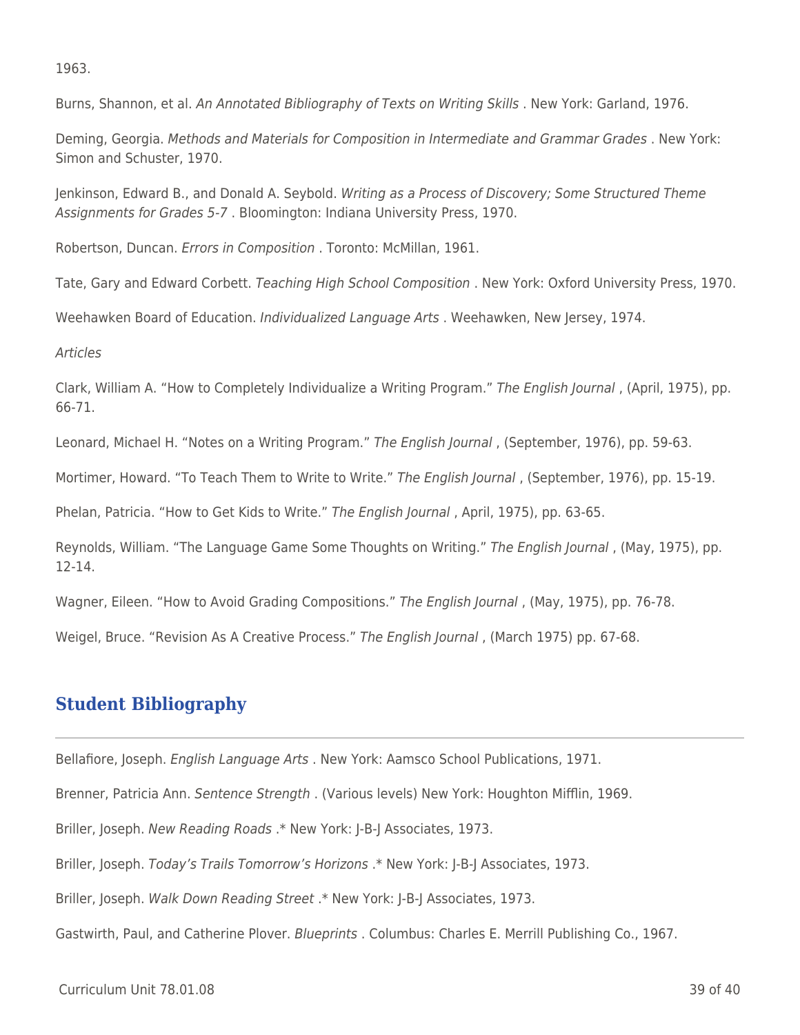1963.

Burns, Shannon, et al. *An Annotated Bibliography of Texts on Writing Skills* . New York: Garland, 1976.

Deming, Georgia. *Methods and Materials for Composition in Intermediate and Grammar Grades* . New York: Simon and Schuster, 1970.

Jenkinson, Edward B., and Donald A. Seybold. *Writing as a Process of Discovery; Some Structured Theme Assignments for Grades 5-7* . Bloomington: Indiana University Press, 1970.

Robertson, Duncan. *Errors in Composition* . Toronto: McMillan, 1961.

Tate, Gary and Edward Corbett. *Teaching High School Composition* . New York: Oxford University Press, 1970.

Weehawken Board of Education. *Individualized Language Arts* . Weehawken, New Jersey, 1974.

*Articles*

Clark, William A. "How to Completely Individualize a Writing Program." *The English Journal* , (April, 1975), pp. 66-71.

Leonard, Michael H. "Notes on a Writing Program." *The English Journal* , (September, 1976), pp. 59-63.

Mortimer, Howard. "To Teach Them to Write to Write." *The English Journal* , (September, 1976), pp. 15-19.

Phelan, Patricia. "How to Get Kids to Write." *The English Journal* , April, 1975), pp. 63-65.

Reynolds, William. "The Language Game Some Thoughts on Writing." *The English Journal* , (May, 1975), pp. 12-14.

Wagner, Eileen. "How to Avoid Grading Compositions." *The English Journal* , (May, 1975), pp. 76-78.

Weigel, Bruce. "Revision As A Creative Process." *The English Journal* , (March 1975) pp. 67-68.

## Student Bibliography

Bellafiore, Joseph. *English Language Arts* . New York: Aamsco School Publications, 1971.

Brenner, Patricia Ann. *Sentence Strength* . (Various levels) New York: Houghton Mifflin, 1969.

Briller, Joseph. *New Reading Roads* .* New York: J-B-J Associates, 1973.

Briller, Joseph. *Today's Trails Tomorrow's Horizons* .* New York: J-B-J Associates, 1973.

Briller, Joseph. *Walk Down Reading Street* .* New York: J-B-J Associates, 1973.

Gastwirth, Paul, and Catherine Plover. *Blueprints* . Columbus: Charles E. Merrill Publishing Co., 1967.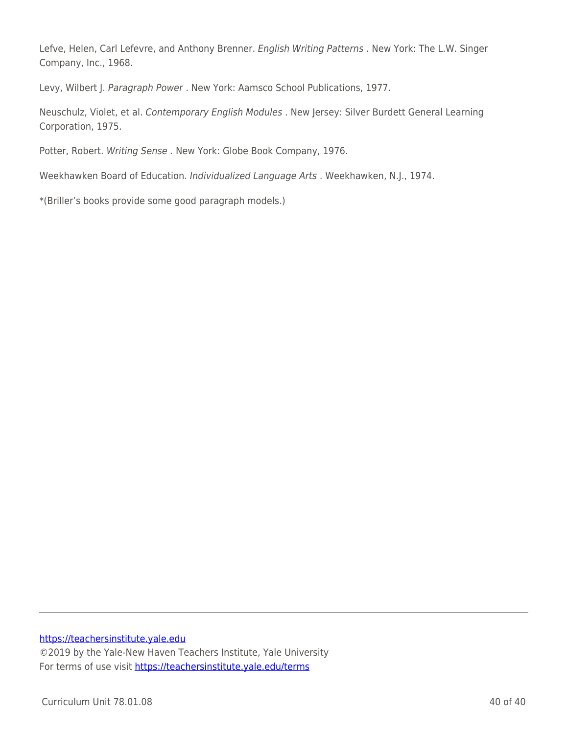Lefve, Helen, Carl Lefevre, and Anthony Brenner. *English Writing Patterns* . New York: The L.W. Singer Company, Inc., 1968.

Levy, Wilbert J. *Paragraph Power* . New York: Aamsco School Publications, 1977.

Neuschulz, Violet, et al. *Contemporary English Modules* . New Jersey: Silver Burdett General Learning Corporation, 1975.

Potter, Robert. *Writing Sense* . New York: Globe Book Company, 1976.

Weekhawken Board of Education. *Individualized Language Arts* . Weekhawken, N.J., 1974.

*(Briller's books provide some good paragraph models.)